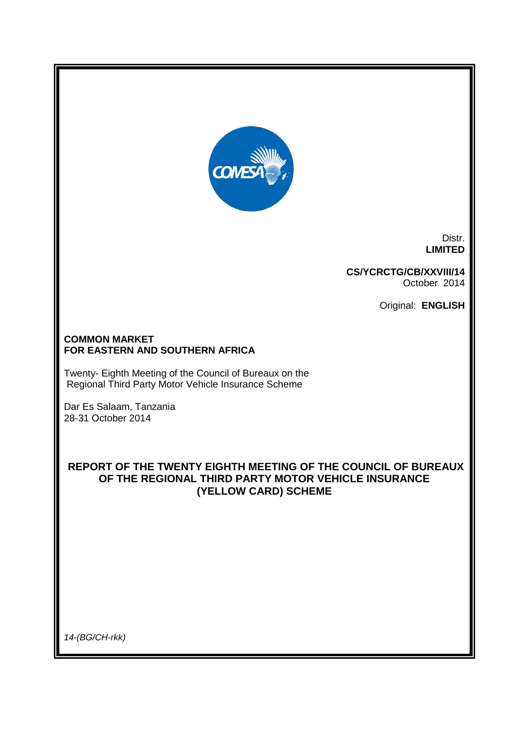Distr.
**LIMITED**

**CS/YCRCTG/CB/XXVIII/14**
October 2014

Original: **ENGLISH**

**COMMON MARKET**
**FOR EASTERN AND SOUTHERN AFRICA**

Twenty- Eighth Meeting of the Council of Bureaux on the Regional Third Party Motor Vehicle Insurance Scheme

Dar Es Salaam, Tanzania
28-31 October 2014

# REPORT OF THE TWENTY EIGHTH MEETING OF THE COUNCIL OF BUREAUX OF THE REGIONAL THIRD PARTY MOTOR VEHICLE INSURANCE (YELLOW CARD) SCHEME

*14-(BG/CH-rkk)*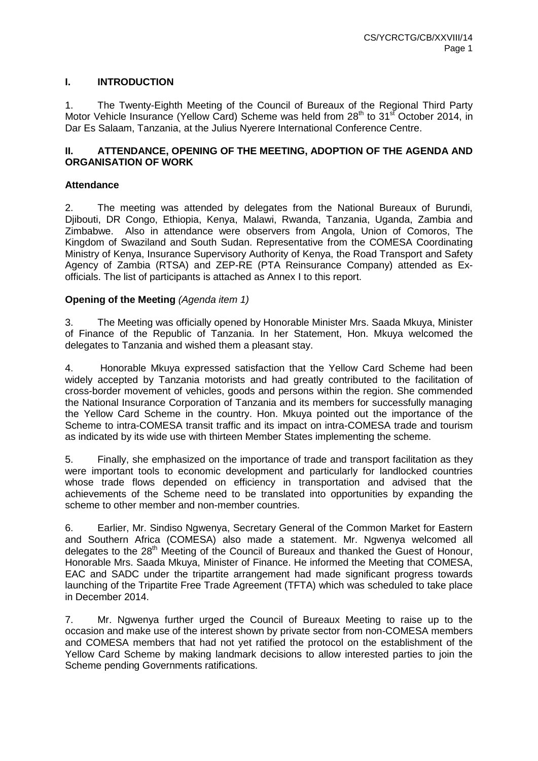## I. INTRODUCTION

1. The Twenty-Eighth Meeting of the Council of Bureaux of the Regional Third Party Motor Vehicle Insurance (Yellow Card) Scheme was held from 28th to 31st October 2014, in Dar Es Salaam, Tanzania, at the Julius Nyerere International Conference Centre.

## II. ATTENDANCE, OPENING OF THE MEETING, ADOPTION OF THE AGENDA AND ORGANISATION OF WORK

### Attendance

2. The meeting was attended by delegates from the National Bureaux of Burundi, Djibouti, DR Congo, Ethiopia, Kenya, Malawi, Rwanda, Tanzania, Uganda, Zambia and Zimbabwe. Also in attendance were observers from Angola, Union of Comoros, The Kingdom of Swaziland and South Sudan. Representative from the COMESA Coordinating Ministry of Kenya, Insurance Supervisory Authority of Kenya, the Road Transport and Safety Agency of Zambia (RTSA) and ZEP-RE (PTA Reinsurance Company) attended as Ex-officials. The list of participants is attached as Annex I to this report.

### Opening of the Meeting *(Agenda item 1)*

3. The Meeting was officially opened by Honorable Minister Mrs. Saada Mkuya, Minister of Finance of the Republic of Tanzania. In her Statement, Hon. Mkuya welcomed the delegates to Tanzania and wished them a pleasant stay.

4. Honorable Mkuya expressed satisfaction that the Yellow Card Scheme had been widely accepted by Tanzania motorists and had greatly contributed to the facilitation of cross-border movement of vehicles, goods and persons within the region. She commended the National Insurance Corporation of Tanzania and its members for successfully managing the Yellow Card Scheme in the country. Hon. Mkuya pointed out the importance of the Scheme to intra-COMESA transit traffic and its impact on intra-COMESA trade and tourism as indicated by its wide use with thirteen Member States implementing the scheme.

5. Finally, she emphasized on the importance of trade and transport facilitation as they were important tools to economic development and particularly for landlocked countries whose trade flows depended on efficiency in transportation and advised that the achievements of the Scheme need to be translated into opportunities by expanding the scheme to other member and non-member countries.

6. Earlier, Mr. Sindiso Ngwenya, Secretary General of the Common Market for Eastern and Southern Africa (COMESA) also made a statement. Mr. Ngwenya welcomed all delegates to the 28th Meeting of the Council of Bureaux and thanked the Guest of Honour, Honorable Mrs. Saada Mkuya, Minister of Finance. He informed the Meeting that COMESA, EAC and SADC under the tripartite arrangement had made significant progress towards launching of the Tripartite Free Trade Agreement (TFTA) which was scheduled to take place in December 2014.

7. Mr. Ngwenya further urged the Council of Bureaux Meeting to raise up to the occasion and make use of the interest shown by private sector from non-COMESA members and COMESA members that had not yet ratified the protocol on the establishment of the Yellow Card Scheme by making landmark decisions to allow interested parties to join the Scheme pending Governments ratifications.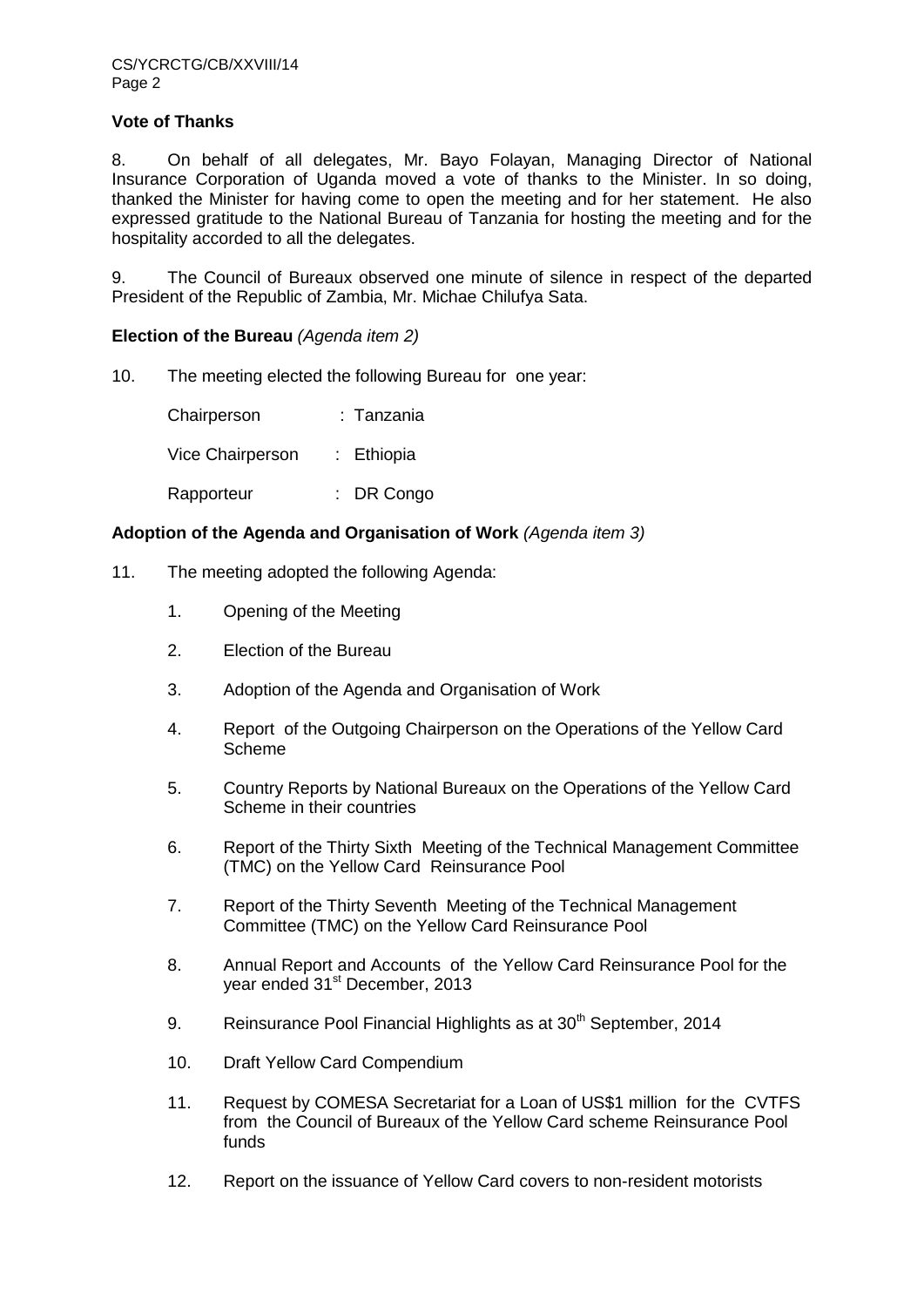**Vote of Thanks**

8. On behalf of all delegates, Mr. Bayo Folayan, Managing Director of National Insurance Corporation of Uganda moved a vote of thanks to the Minister. In so doing, thanked the Minister for having come to open the meeting and for her statement. He also expressed gratitude to the National Bureau of Tanzania for hosting the meeting and for the hospitality accorded to all the delegates.

9. The Council of Bureaux observed one minute of silence in respect of the departed President of the Republic of Zambia, Mr. Michae Chilufya Sata.

**Election of the Bureau** *(Agenda item 2)*

10. The meeting elected the following Bureau for one year:

Chairperson : Tanzania

Vice Chairperson : Ethiopia

Rapporteur : DR Congo

**Adoption of the Agenda and Organisation of Work** *(Agenda item 3)*

11. The meeting adopted the following Agenda:

1. Opening of the Meeting
2. Election of the Bureau
3. Adoption of the Agenda and Organisation of Work
4. Report of the Outgoing Chairperson on the Operations of the Yellow Card Scheme
5. Country Reports by National Bureaux on the Operations of the Yellow Card Scheme in their countries
6. Report of the Thirty Sixth Meeting of the Technical Management Committee (TMC) on the Yellow Card Reinsurance Pool
7. Report of the Thirty Seventh Meeting of the Technical Management Committee (TMC) on the Yellow Card Reinsurance Pool
8. Annual Report and Accounts of the Yellow Card Reinsurance Pool for the year ended 31st December, 2013
9. Reinsurance Pool Financial Highlights as at 30th September, 2014
10. Draft Yellow Card Compendium
11. Request by COMESA Secretariat for a Loan of US$1 million for the CVTFS from the Council of Bureaux of the Yellow Card scheme Reinsurance Pool funds
12. Report on the issuance of Yellow Card covers to non-resident motorists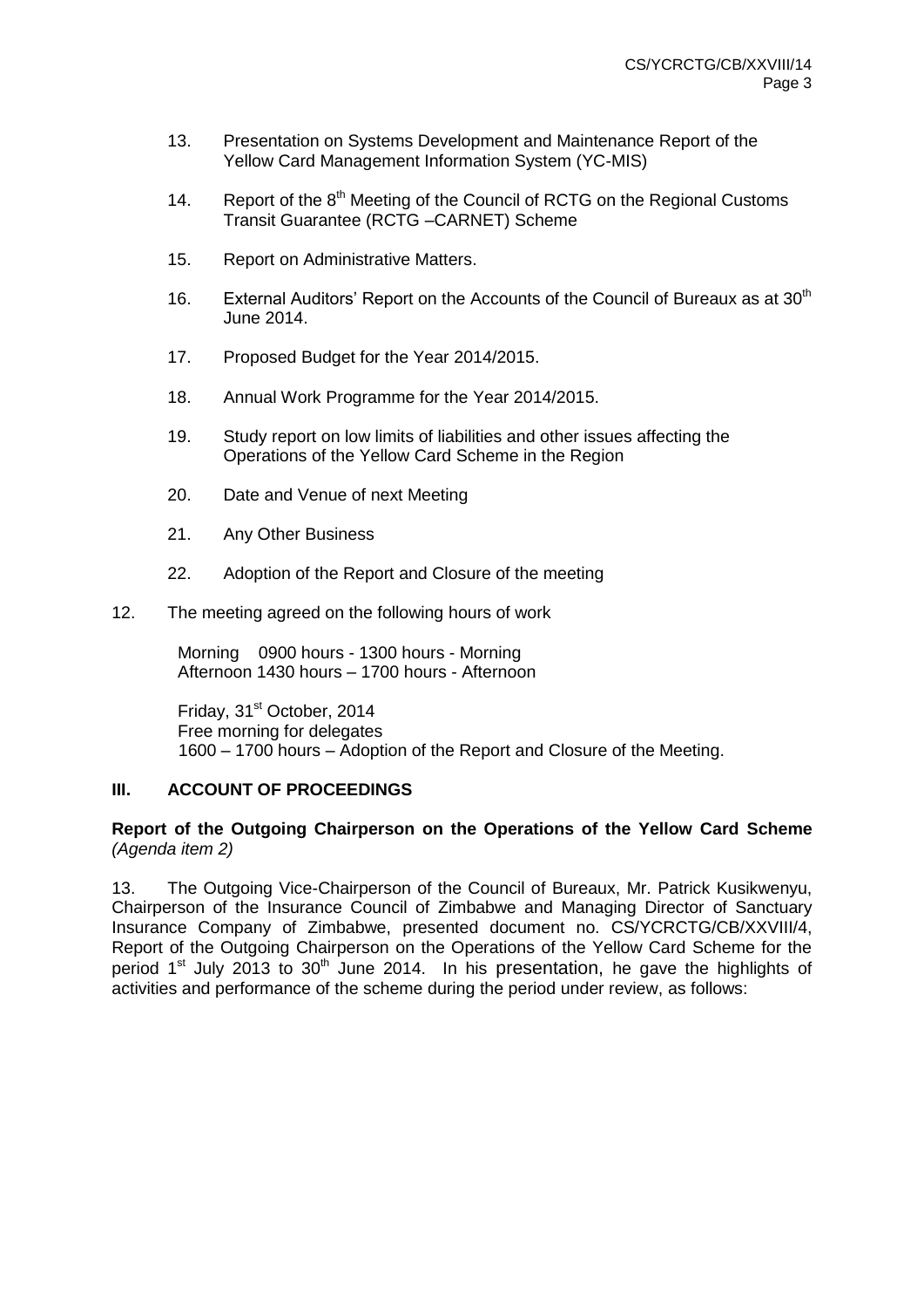13. Presentation on Systems Development and Maintenance Report of the Yellow Card Management Information System (YC-MIS)

14. Report of the 8th Meeting of the Council of RCTG on the Regional Customs Transit Guarantee (RCTG –CARNET) Scheme

15. Report on Administrative Matters.

16. External Auditors' Report on the Accounts of the Council of Bureaux as at 30th June 2014.

17. Proposed Budget for the Year 2014/2015.

18. Annual Work Programme for the Year 2014/2015.

19. Study report on low limits of liabilities and other issues affecting the Operations of the Yellow Card Scheme in the Region

20. Date and Venue of next Meeting

21. Any Other Business

22. Adoption of the Report and Closure of the meeting

12. The meeting agreed on the following hours of work

Morning 0900 hours - 1300 hours - Morning
Afternoon 1430 hours – 1700 hours - Afternoon

Friday, 31st October, 2014
Free morning for delegates
1600 – 1700 hours – Adoption of the Report and Closure of the Meeting.

## III. ACCOUNT OF PROCEEDINGS

**Report of the Outgoing Chairperson on the Operations of the Yellow Card Scheme** *(Agenda item 2)*

13. The Outgoing Vice-Chairperson of the Council of Bureaux, Mr. Patrick Kusikwenyu, Chairperson of the Insurance Council of Zimbabwe and Managing Director of Sanctuary Insurance Company of Zimbabwe, presented document no. CS/YCRCTG/CB/XXVIII/4, Report of the Outgoing Chairperson on the Operations of the Yellow Card Scheme for the period 1st July 2013 to 30th June 2014. In his presentation, he gave the highlights of activities and performance of the scheme during the period under review, as follows: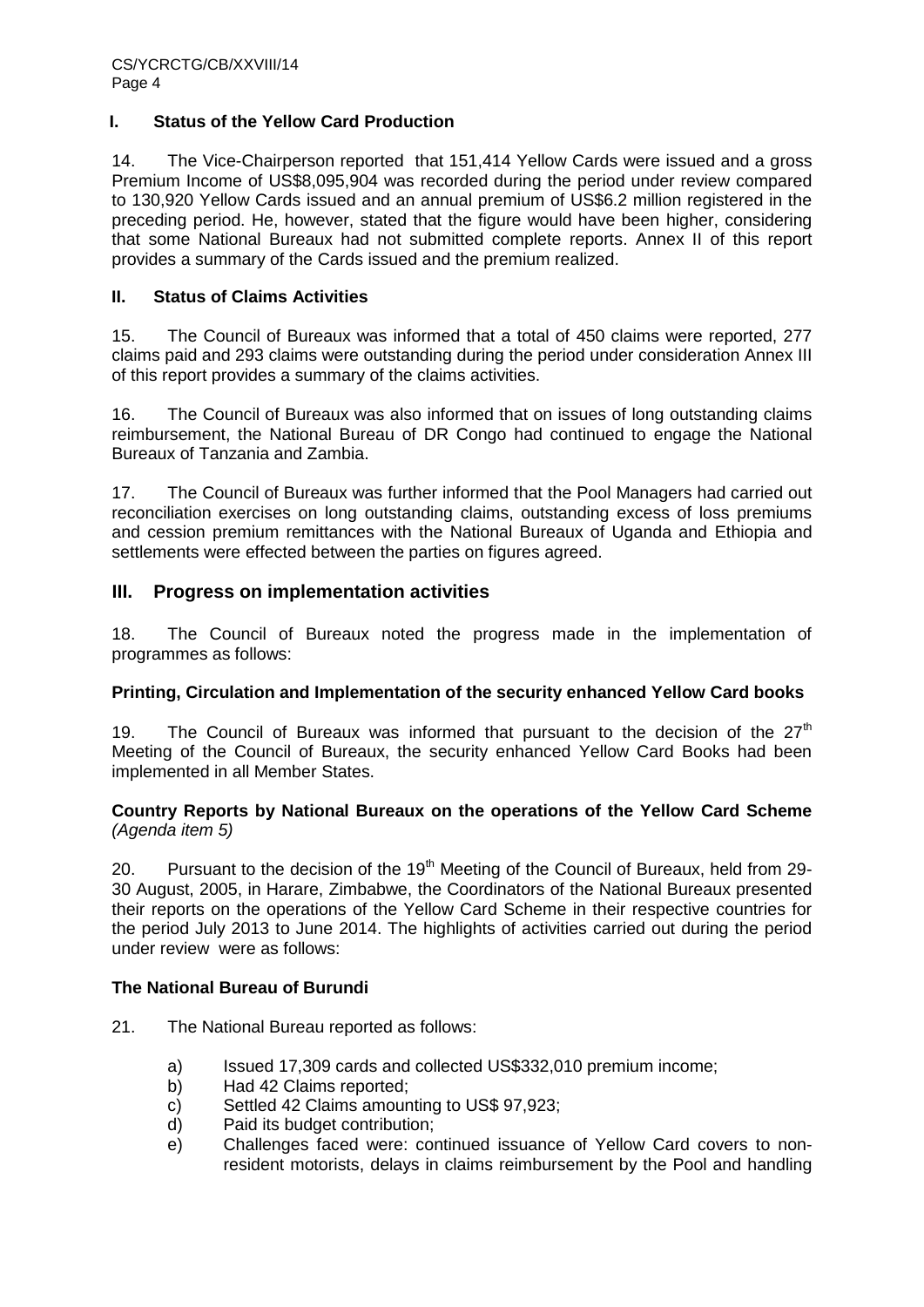## I. Status of the Yellow Card Production

14. The Vice-Chairperson reported that 151,414 Yellow Cards were issued and a gross Premium Income of US$8,095,904 was recorded during the period under review compared to 130,920 Yellow Cards issued and an annual premium of US$6.2 million registered in the preceding period. He, however, stated that the figure would have been higher, considering that some National Bureaux had not submitted complete reports. Annex II of this report provides a summary of the Cards issued and the premium realized.

## II. Status of Claims Activities

15. The Council of Bureaux was informed that a total of 450 claims were reported, 277 claims paid and 293 claims were outstanding during the period under consideration Annex III of this report provides a summary of the claims activities.

16. The Council of Bureaux was also informed that on issues of long outstanding claims reimbursement, the National Bureau of DR Congo had continued to engage the National Bureaux of Tanzania and Zambia.

17. The Council of Bureaux was further informed that the Pool Managers had carried out reconciliation exercises on long outstanding claims, outstanding excess of loss premiums and cession premium remittances with the National Bureaux of Uganda and Ethiopia and settlements were effected between the parties on figures agreed.

## III. Progress on implementation activities

18. The Council of Bureaux noted the progress made in the implementation of programmes as follows:

### Printing, Circulation and Implementation of the security enhanced Yellow Card books

19. The Council of Bureaux was informed that pursuant to the decision of the 27th Meeting of the Council of Bureaux, the security enhanced Yellow Card Books had been implemented in all Member States.

### Country Reports by National Bureaux on the operations of the Yellow Card Scheme *(Agenda item 5)*

20. Pursuant to the decision of the 19th Meeting of the Council of Bureaux, held from 29-30 August, 2005, in Harare, Zimbabwe, the Coordinators of the National Bureaux presented their reports on the operations of the Yellow Card Scheme in their respective countries for the period July 2013 to June 2014. The highlights of activities carried out during the period under review were as follows:

### The National Bureau of Burundi

21. The National Bureau reported as follows:

a) Issued 17,309 cards and collected US$332,010 premium income;
b) Had 42 Claims reported;
c) Settled 42 Claims amounting to US$ 97,923;
d) Paid its budget contribution;
e) Challenges faced were: continued issuance of Yellow Card covers to non-resident motorists, delays in claims reimbursement by the Pool and handling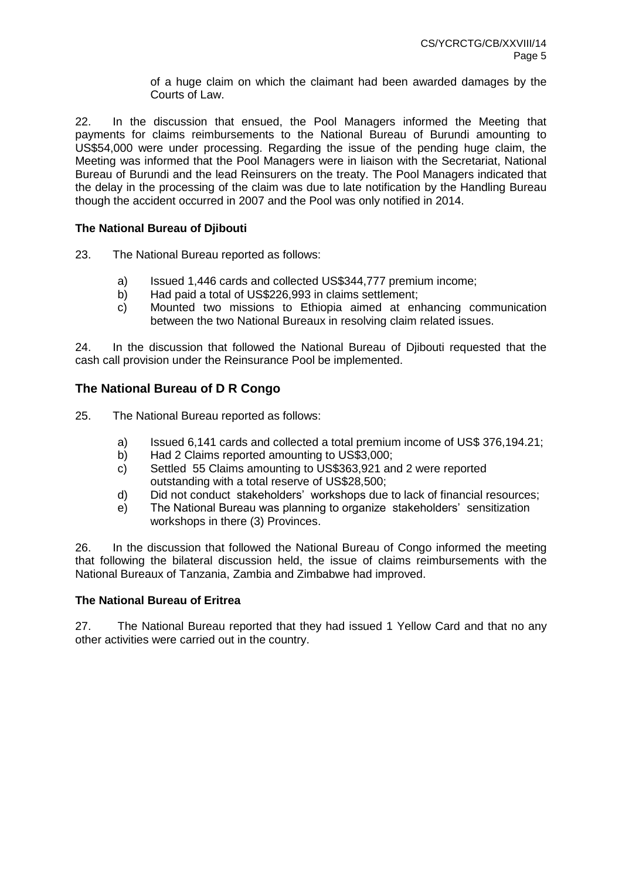of a huge claim on which the claimant had been awarded damages by the Courts of Law.

22. In the discussion that ensued, the Pool Managers informed the Meeting that payments for claims reimbursements to the National Bureau of Burundi amounting to US$54,000 were under processing. Regarding the issue of the pending huge claim, the Meeting was informed that the Pool Managers were in liaison with the Secretariat, National Bureau of Burundi and the lead Reinsurers on the treaty. The Pool Managers indicated that the delay in the processing of the claim was due to late notification by the Handling Bureau though the accident occurred in 2007 and the Pool was only notified in 2014.

**The National Bureau of Djibouti**

23. The National Bureau reported as follows:

a) Issued 1,446 cards and collected US$344,777 premium income;
b) Had paid a total of US$226,993 in claims settlement;
c) Mounted two missions to Ethiopia aimed at enhancing communication between the two National Bureaux in resolving claim related issues.

24. In the discussion that followed the National Bureau of Djibouti requested that the cash call provision under the Reinsurance Pool be implemented.

## The National Bureau of D R Congo

25. The National Bureau reported as follows:

a) Issued 6,141 cards and collected a total premium income of US$ 376,194.21;
b) Had 2 Claims reported amounting to US$3,000;
c) Settled 55 Claims amounting to US$363,921 and 2 were reported outstanding with a total reserve of US$28,500;
d) Did not conduct stakeholders' workshops due to lack of financial resources;
e) The National Bureau was planning to organize stakeholders' sensitization workshops in there (3) Provinces.

26. In the discussion that followed the National Bureau of Congo informed the meeting that following the bilateral discussion held, the issue of claims reimbursements with the National Bureaux of Tanzania, Zambia and Zimbabwe had improved.

**The National Bureau of Eritrea**

27. The National Bureau reported that they had issued 1 Yellow Card and that no any other activities were carried out in the country.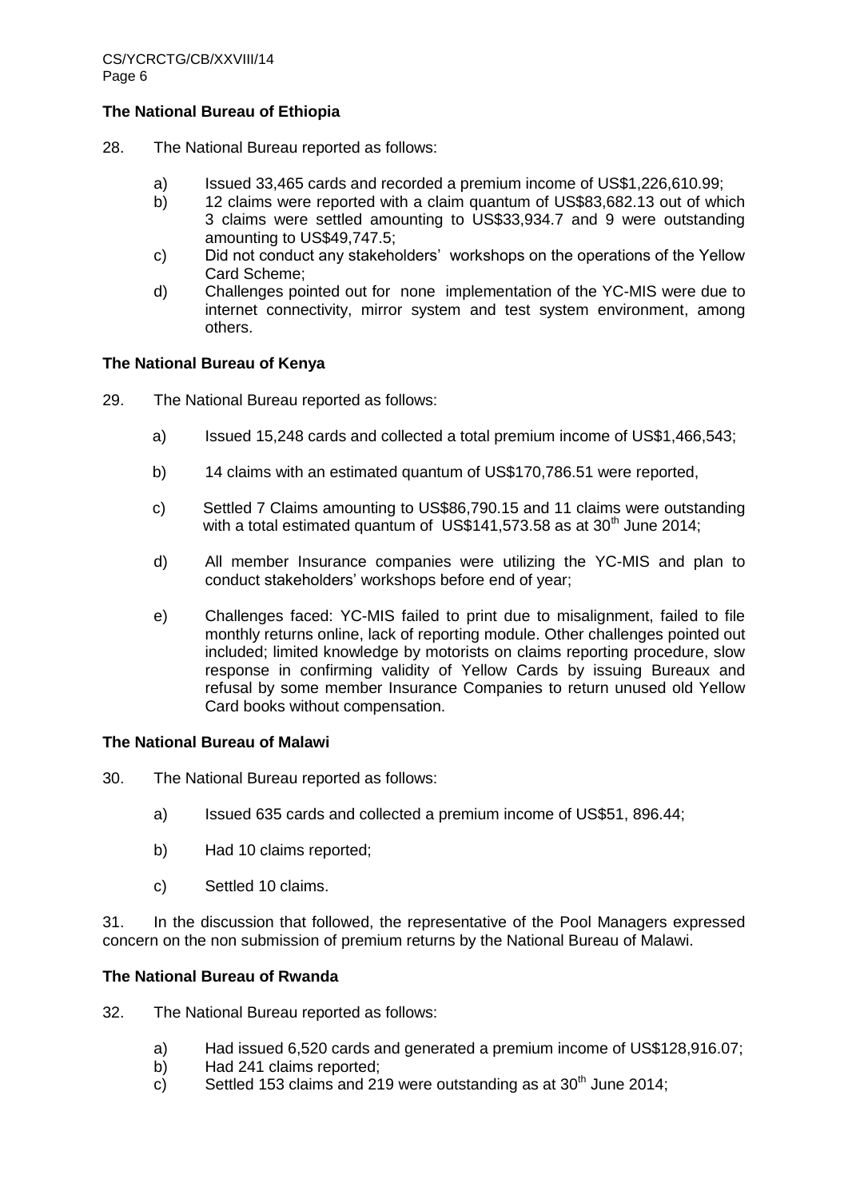### The National Bureau of Ethiopia

28. The National Bureau reported as follows:

   a) Issued 33,465 cards and recorded a premium income of US$1,226,610.99;
   b) 12 claims were reported with a claim quantum of US$83,682.13 out of which 3 claims were settled amounting to US$33,934.7 and 9 were outstanding amounting to US$49,747.5;
   c) Did not conduct any stakeholders' workshops on the operations of the Yellow Card Scheme;
   d) Challenges pointed out for none implementation of the YC-MIS were due to internet connectivity, mirror system and test system environment, among others.

### The National Bureau of Kenya

29. The National Bureau reported as follows:

   a) Issued 15,248 cards and collected a total premium income of US$1,466,543;

   b) 14 claims with an estimated quantum of US$170,786.51 were reported,

   c) Settled 7 Claims amounting to US$86,790.15 and 11 claims were outstanding with a total estimated quantum of US$141,573.58 as at 30th June 2014;

   d) All member Insurance companies were utilizing the YC-MIS and plan to conduct stakeholders' workshops before end of year;

   e) Challenges faced: YC-MIS failed to print due to misalignment, failed to file monthly returns online, lack of reporting module. Other challenges pointed out included; limited knowledge by motorists on claims reporting procedure, slow response in confirming validity of Yellow Cards by issuing Bureaux and refusal by some member Insurance Companies to return unused old Yellow Card books without compensation.

### The National Bureau of Malawi

30. The National Bureau reported as follows:

   a) Issued 635 cards and collected a premium income of US$51, 896.44;

   b) Had 10 claims reported;

   c) Settled 10 claims.

31. In the discussion that followed, the representative of the Pool Managers expressed concern on the non submission of premium returns by the National Bureau of Malawi.

### The National Bureau of Rwanda

32. The National Bureau reported as follows:

   a) Had issued 6,520 cards and generated a premium income of US$128,916.07;
   b) Had 241 claims reported;
   c) Settled 153 claims and 219 were outstanding as at 30th June 2014;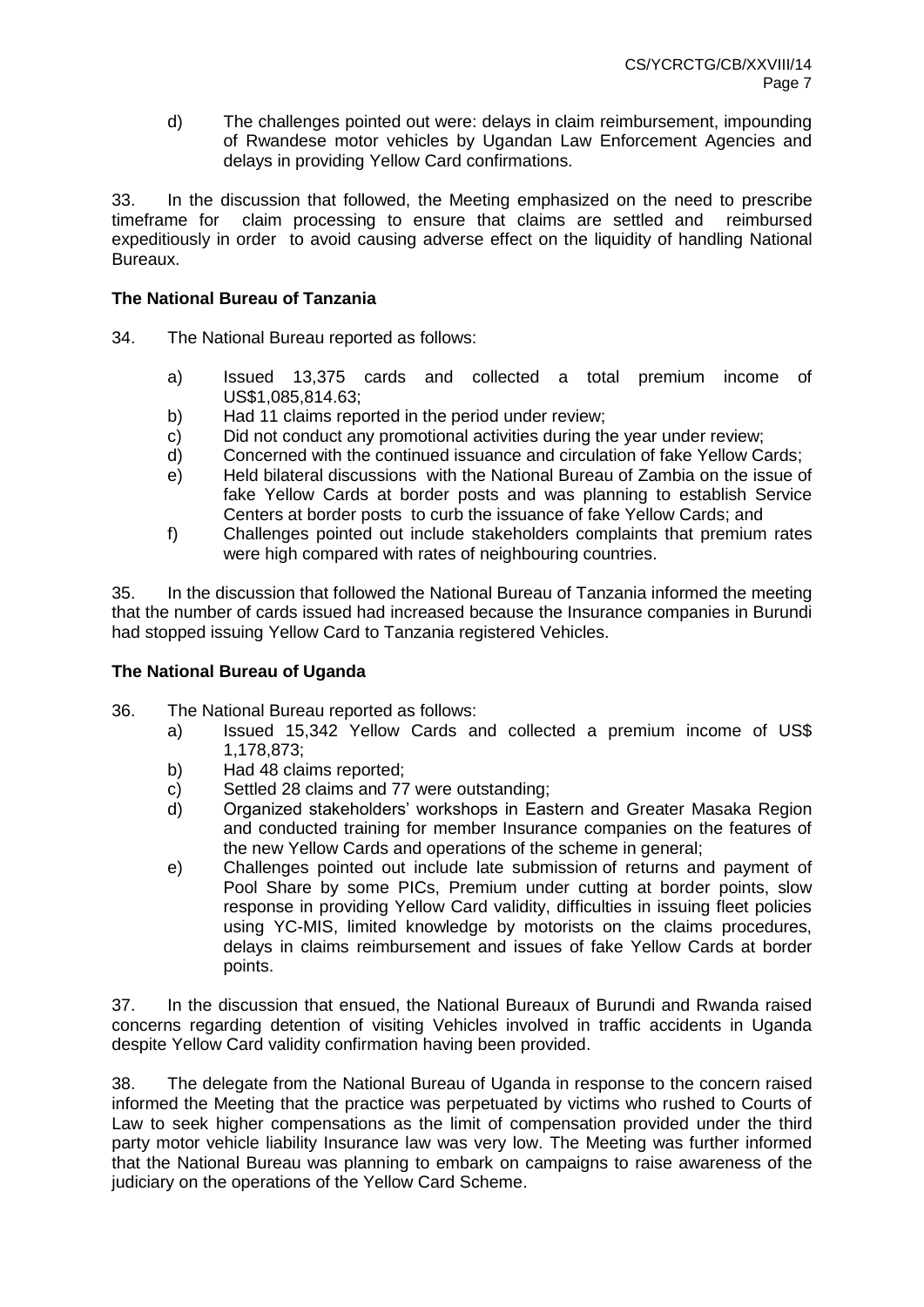d) The challenges pointed out were: delays in claim reimbursement, impounding of Rwandese motor vehicles by Ugandan Law Enforcement Agencies and delays in providing Yellow Card confirmations.

33. In the discussion that followed, the Meeting emphasized on the need to prescribe timeframe for claim processing to ensure that claims are settled and reimbursed expeditiously in order to avoid causing adverse effect on the liquidity of handling National Bureaux.

**The National Bureau of Tanzania**

34. The National Bureau reported as follows:

a) Issued 13,375 cards and collected a total premium income of US$1,085,814.63;
b) Had 11 claims reported in the period under review;
c) Did not conduct any promotional activities during the year under review;
d) Concerned with the continued issuance and circulation of fake Yellow Cards;
e) Held bilateral discussions with the National Bureau of Zambia on the issue of fake Yellow Cards at border posts and was planning to establish Service Centers at border posts to curb the issuance of fake Yellow Cards; and
f) Challenges pointed out include stakeholders complaints that premium rates were high compared with rates of neighbouring countries.

35. In the discussion that followed the National Bureau of Tanzania informed the meeting that the number of cards issued had increased because the Insurance companies in Burundi had stopped issuing Yellow Card to Tanzania registered Vehicles.

**The National Bureau of Uganda**

36. The National Bureau reported as follows:

a) Issued 15,342 Yellow Cards and collected a premium income of US$ 1,178,873;
b) Had 48 claims reported;
c) Settled 28 claims and 77 were outstanding;
d) Organized stakeholders' workshops in Eastern and Greater Masaka Region and conducted training for member Insurance companies on the features of the new Yellow Cards and operations of the scheme in general;
e) Challenges pointed out include late submission of returns and payment of Pool Share by some PICs, Premium under cutting at border points, slow response in providing Yellow Card validity, difficulties in issuing fleet policies using YC-MIS, limited knowledge by motorists on the claims procedures, delays in claims reimbursement and issues of fake Yellow Cards at border points.

37. In the discussion that ensued, the National Bureaux of Burundi and Rwanda raised concerns regarding detention of visiting Vehicles involved in traffic accidents in Uganda despite Yellow Card validity confirmation having been provided.

38. The delegate from the National Bureau of Uganda in response to the concern raised informed the Meeting that the practice was perpetuated by victims who rushed to Courts of Law to seek higher compensations as the limit of compensation provided under the third party motor vehicle liability Insurance law was very low. The Meeting was further informed that the National Bureau was planning to embark on campaigns to raise awareness of the judiciary on the operations of the Yellow Card Scheme.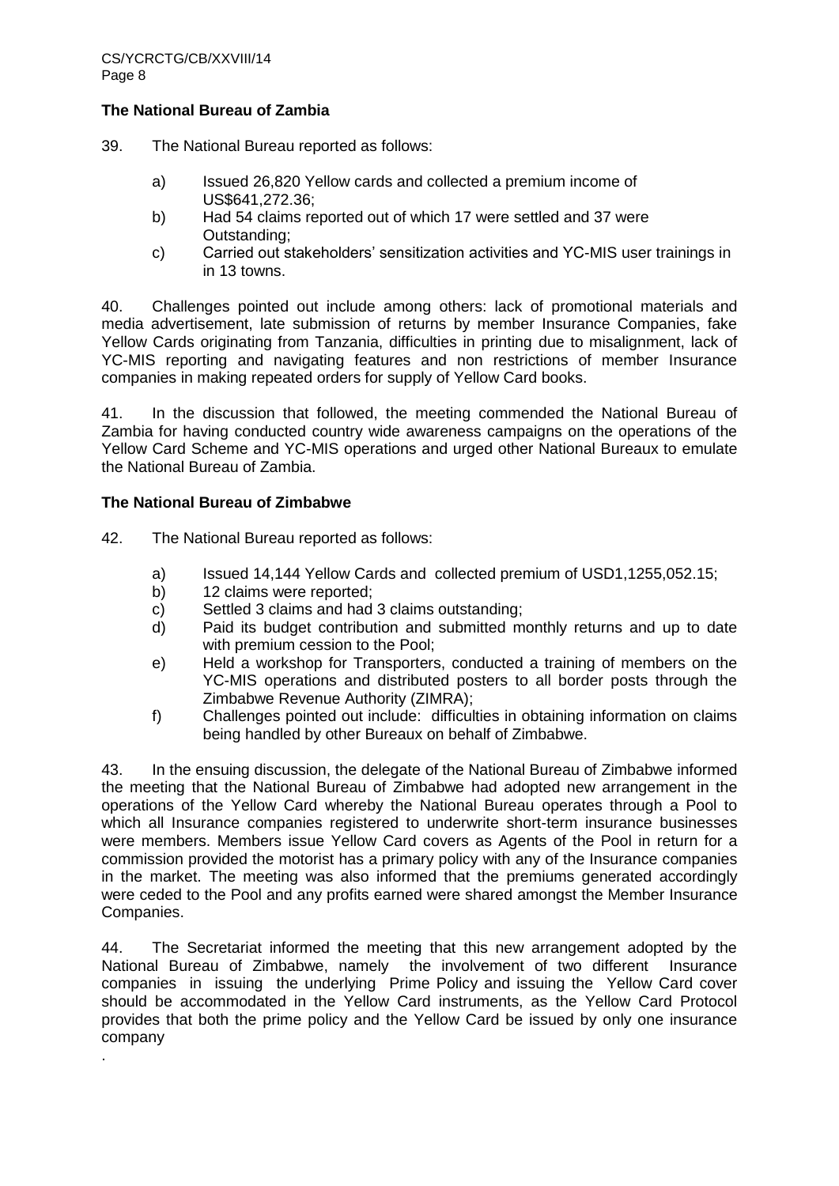### The National Bureau of Zambia

39. The National Bureau reported as follows:

   a) Issued 26,820 Yellow cards and collected a premium income of US$641,272.36;
   b) Had 54 claims reported out of which 17 were settled and 37 were Outstanding;
   c) Carried out stakeholders' sensitization activities and YC-MIS user trainings in in 13 towns.

40. Challenges pointed out include among others: lack of promotional materials and media advertisement, late submission of returns by member Insurance Companies, fake Yellow Cards originating from Tanzania, difficulties in printing due to misalignment, lack of YC-MIS reporting and navigating features and non restrictions of member Insurance companies in making repeated orders for supply of Yellow Card books.

41. In the discussion that followed, the meeting commended the National Bureau of Zambia for having conducted country wide awareness campaigns on the operations of the Yellow Card Scheme and YC-MIS operations and urged other National Bureaux to emulate the National Bureau of Zambia.

### The National Bureau of Zimbabwe

42. The National Bureau reported as follows:

   a) Issued 14,144 Yellow Cards and collected premium of USD1,1255,052.15;
   b) 12 claims were reported;
   c) Settled 3 claims and had 3 claims outstanding;
   d) Paid its budget contribution and submitted monthly returns and up to date with premium cession to the Pool;
   e) Held a workshop for Transporters, conducted a training of members on the YC-MIS operations and distributed posters to all border posts through the Zimbabwe Revenue Authority (ZIMRA);
   f) Challenges pointed out include: difficulties in obtaining information on claims being handled by other Bureaux on behalf of Zimbabwe.

43. In the ensuing discussion, the delegate of the National Bureau of Zimbabwe informed the meeting that the National Bureau of Zimbabwe had adopted new arrangement in the operations of the Yellow Card whereby the National Bureau operates through a Pool to which all Insurance companies registered to underwrite short-term insurance businesses were members. Members issue Yellow Card covers as Agents of the Pool in return for a commission provided the motorist has a primary policy with any of the Insurance companies in the market. The meeting was also informed that the premiums generated accordingly were ceded to the Pool and any profits earned were shared amongst the Member Insurance Companies.

44. The Secretariat informed the meeting that this new arrangement adopted by the National Bureau of Zimbabwe, namely the involvement of two different Insurance companies in issuing the underlying Prime Policy and issuing the Yellow Card cover should be accommodated in the Yellow Card instruments, as the Yellow Card Protocol provides that both the prime policy and the Yellow Card be issued by only one insurance company

.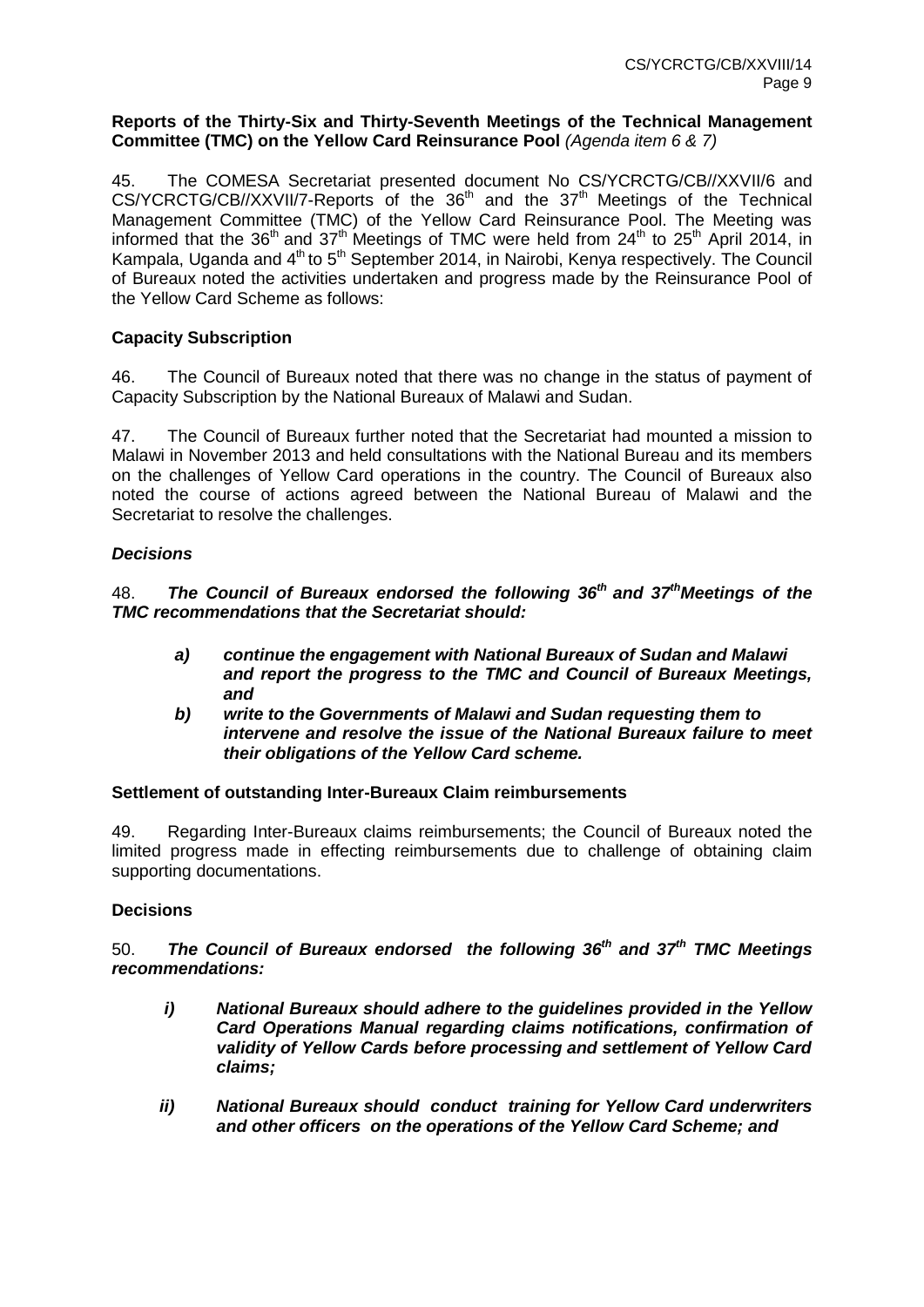**Reports of the Thirty-Six and Thirty-Seventh Meetings of the Technical Management Committee (TMC) on the Yellow Card Reinsurance Pool** *(Agenda item 6 & 7)*

45. The COMESA Secretariat presented document No CS/YCRCTG/CB//XXVII/6 and CS/YCRCTG/CB//XXVII/7-Reports of the 36th and the 37th Meetings of the Technical Management Committee (TMC) of the Yellow Card Reinsurance Pool. The Meeting was informed that the 36th and 37th Meetings of TMC were held from 24th to 25th April 2014, in Kampala, Uganda and 4th to 5th September 2014, in Nairobi, Kenya respectively. The Council of Bureaux noted the activities undertaken and progress made by the Reinsurance Pool of the Yellow Card Scheme as follows:

**Capacity Subscription**

46. The Council of Bureaux noted that there was no change in the status of payment of Capacity Subscription by the National Bureaux of Malawi and Sudan.

47. The Council of Bureaux further noted that the Secretariat had mounted a mission to Malawi in November 2013 and held consultations with the National Bureau and its members on the challenges of Yellow Card operations in the country. The Council of Bureaux also noted the course of actions agreed between the National Bureau of Malawi and the Secretariat to resolve the challenges.

***Decisions***

48. ***The Council of Bureaux endorsed the following 36th and 37th Meetings of the TMC recommendations that the Secretariat should:***

- ***a) continue the engagement with National Bureaux of Sudan and Malawi and report the progress to the TMC and Council of Bureaux Meetings, and***
- ***b) write to the Governments of Malawi and Sudan requesting them to intervene and resolve the issue of the National Bureaux failure to meet their obligations of the Yellow Card scheme.***

**Settlement of outstanding Inter-Bureaux Claim reimbursements**

49. Regarding Inter-Bureaux claims reimbursements; the Council of Bureaux noted the limited progress made in effecting reimbursements due to challenge of obtaining claim supporting documentations.

**Decisions**

50. ***The Council of Bureaux endorsed the following 36th and 37th TMC Meetings recommendations:***

- ***i) National Bureaux should adhere to the guidelines provided in the Yellow Card Operations Manual regarding claims notifications, confirmation of validity of Yellow Cards before processing and settlement of Yellow Card claims;***
- ***ii) National Bureaux should conduct training for Yellow Card underwriters and other officers on the operations of the Yellow Card Scheme; and***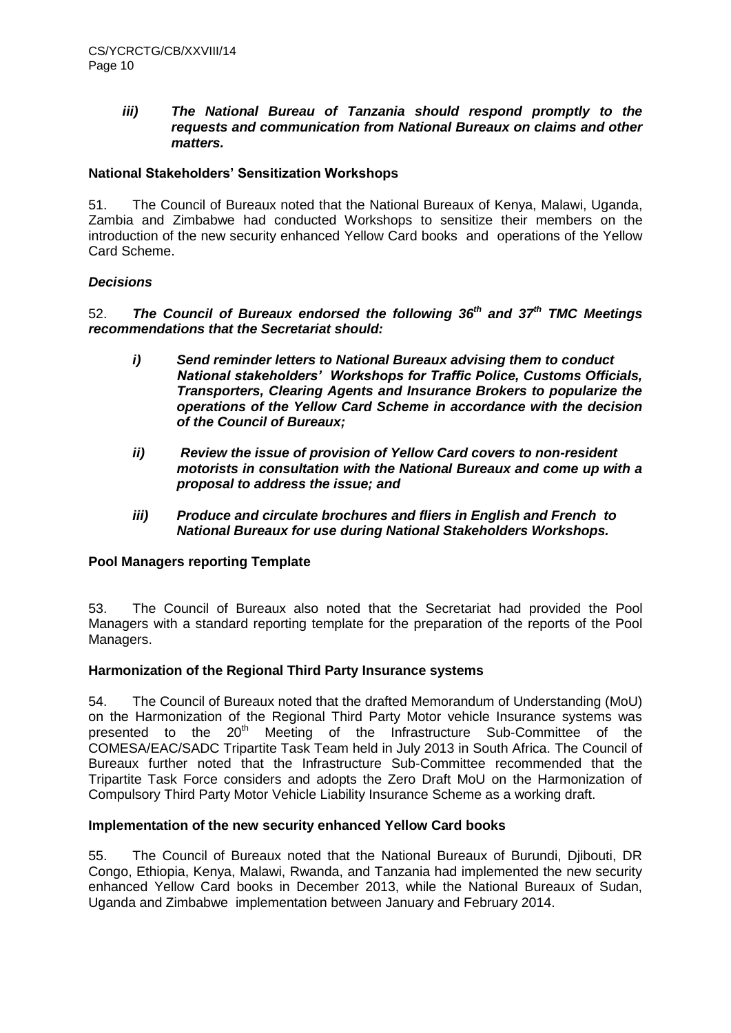*iii) **The National Bureau of Tanzania should respond promptly to the requests and communication from National Bureaux on claims and other matters.***

**National Stakeholders' Sensitization Workshops**

51. The Council of Bureaux noted that the National Bureaux of Kenya, Malawi, Uganda, Zambia and Zimbabwe had conducted Workshops to sensitize their members on the introduction of the new security enhanced Yellow Card books and operations of the Yellow Card Scheme.

***Decisions***

52. ***The Council of Bureaux endorsed the following 36th and 37th TMC Meetings recommendations that the Secretariat should:***

- ***i) Send reminder letters to National Bureaux advising them to conduct National stakeholders' Workshops for Traffic Police, Customs Officials, Transporters, Clearing Agents and Insurance Brokers to popularize the operations of the Yellow Card Scheme in accordance with the decision of the Council of Bureaux;***
- ***ii) Review the issue of provision of Yellow Card covers to non-resident motorists in consultation with the National Bureaux and come up with a proposal to address the issue; and***
- ***iii) Produce and circulate brochures and fliers in English and French to National Bureaux for use during National Stakeholders Workshops.***

**Pool Managers reporting Template**

53. The Council of Bureaux also noted that the Secretariat had provided the Pool Managers with a standard reporting template for the preparation of the reports of the Pool Managers.

**Harmonization of the Regional Third Party Insurance systems**

54. The Council of Bureaux noted that the drafted Memorandum of Understanding (MoU) on the Harmonization of the Regional Third Party Motor vehicle Insurance systems was presented to the 20th Meeting of the Infrastructure Sub-Committee of the COMESA/EAC/SADC Tripartite Task Team held in July 2013 in South Africa. The Council of Bureaux further noted that the Infrastructure Sub-Committee recommended that the Tripartite Task Force considers and adopts the Zero Draft MoU on the Harmonization of Compulsory Third Party Motor Vehicle Liability Insurance Scheme as a working draft.

**Implementation of the new security enhanced Yellow Card books**

55. The Council of Bureaux noted that the National Bureaux of Burundi, Djibouti, DR Congo, Ethiopia, Kenya, Malawi, Rwanda, and Tanzania had implemented the new security enhanced Yellow Card books in December 2013, while the National Bureaux of Sudan, Uganda and Zimbabwe implementation between January and February 2014.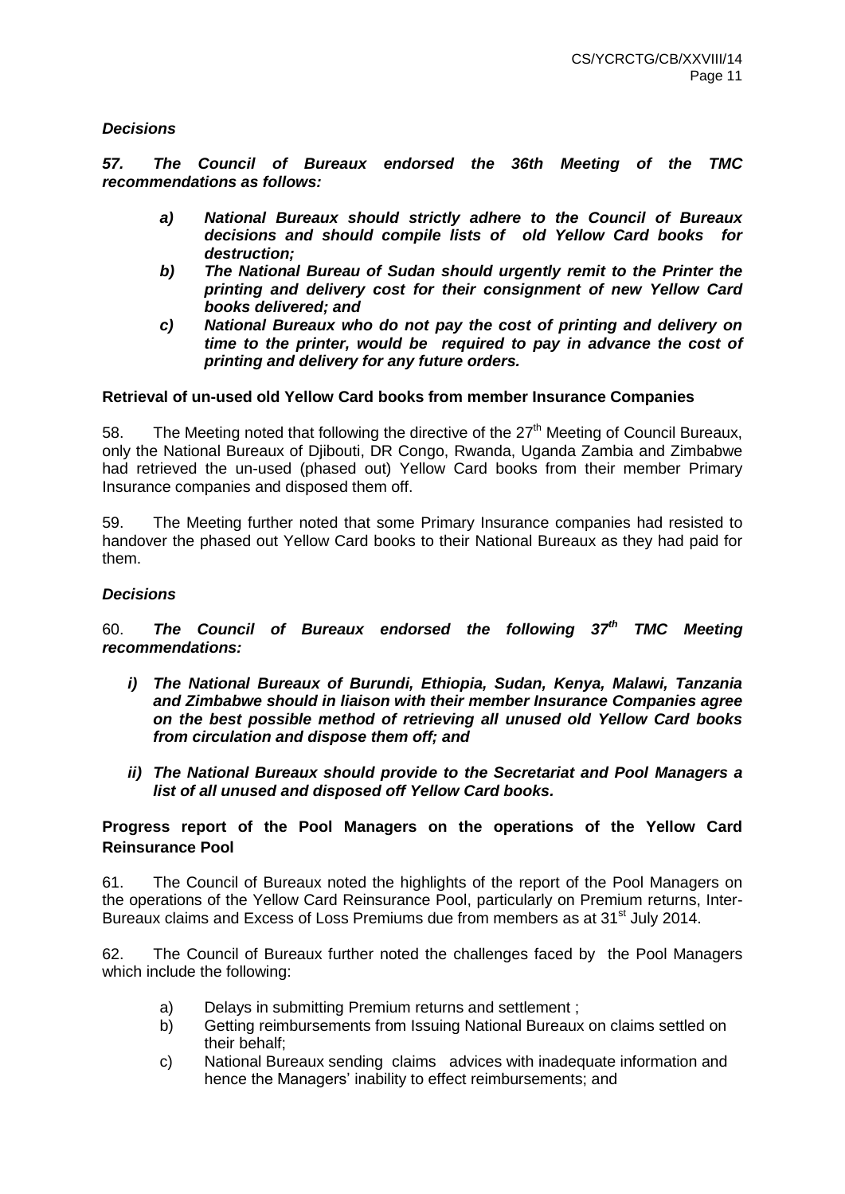***Decisions***

***57. The Council of Bureaux endorsed the 36th Meeting of the TMC recommendations as follows:***

- ***a) National Bureaux should strictly adhere to the Council of Bureaux decisions and should compile lists of old Yellow Card books for destruction;***
- ***b) The National Bureau of Sudan should urgently remit to the Printer the printing and delivery cost for their consignment of new Yellow Card books delivered; and***
- ***c) National Bureaux who do not pay the cost of printing and delivery on time to the printer, would be required to pay in advance the cost of printing and delivery for any future orders.***

**Retrieval of un-used old Yellow Card books from member Insurance Companies**

58. The Meeting noted that following the directive of the 27th Meeting of Council Bureaux, only the National Bureaux of Djibouti, DR Congo, Rwanda, Uganda Zambia and Zimbabwe had retrieved the un-used (phased out) Yellow Card books from their member Primary Insurance companies and disposed them off.

59. The Meeting further noted that some Primary Insurance companies had resisted to handover the phased out Yellow Card books to their National Bureaux as they had paid for them.

***Decisions***

60. ***The Council of Bureaux endorsed the following 37th TMC Meeting recommendations:***

- ***i) The National Bureaux of Burundi, Ethiopia, Sudan, Kenya, Malawi, Tanzania and Zimbabwe should in liaison with their member Insurance Companies agree on the best possible method of retrieving all unused old Yellow Card books from circulation and dispose them off; and***
- ***ii) The National Bureaux should provide to the Secretariat and Pool Managers a list of all unused and disposed off Yellow Card books.***

**Progress report of the Pool Managers on the operations of the Yellow Card Reinsurance Pool**

61. The Council of Bureaux noted the highlights of the report of the Pool Managers on the operations of the Yellow Card Reinsurance Pool, particularly on Premium returns, Inter-Bureaux claims and Excess of Loss Premiums due from members as at 31st July 2014.

62. The Council of Bureaux further noted the challenges faced by the Pool Managers which include the following:

- a) Delays in submitting Premium returns and settlement ;
- b) Getting reimbursements from Issuing National Bureaux on claims settled on their behalf;
- c) National Bureaux sending claims advices with inadequate information and hence the Managers' inability to effect reimbursements; and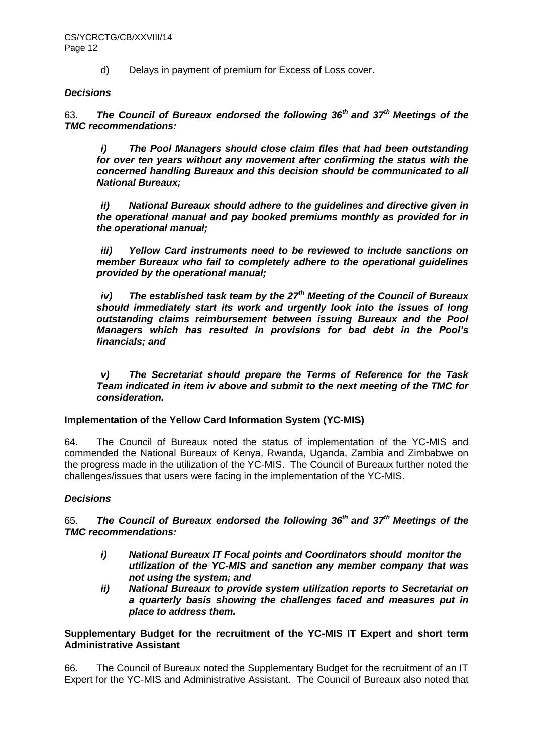d) Delays in payment of premium for Excess of Loss cover.

### *Decisions*

63. ***The Council of Bureaux endorsed the following 36th and 37th Meetings of the TMC recommendations:***

> ***i) The Pool Managers should close claim files that had been outstanding for over ten years without any movement after confirming the status with the concerned handling Bureaux and this decision should be communicated to all National Bureaux;***
>
> ***ii) National Bureaux should adhere to the guidelines and directive given in the operational manual and pay booked premiums monthly as provided for in the operational manual;***
>
> ***iii) Yellow Card instruments need to be reviewed to include sanctions on member Bureaux who fail to completely adhere to the operational guidelines provided by the operational manual;***
>
> ***iv) The established task team by the 27th Meeting of the Council of Bureaux should immediately start its work and urgently look into the issues of long outstanding claims reimbursement between issuing Bureaux and the Pool Managers which has resulted in provisions for bad debt in the Pool's financials; and***
>
> ***v) The Secretariat should prepare the Terms of Reference for the Task Team indicated in item iv above and submit to the next meeting of the TMC for consideration.***

### Implementation of the Yellow Card Information System (YC-MIS)

64. The Council of Bureaux noted the status of implementation of the YC-MIS and commended the National Bureaux of Kenya, Rwanda, Uganda, Zambia and Zimbabwe on the progress made in the utilization of the YC-MIS. The Council of Bureaux further noted the challenges/issues that users were facing in the implementation of the YC-MIS.

### *Decisions*

65. ***The Council of Bureaux endorsed the following 36th and 37th Meetings of the TMC recommendations:***

> ***i) National Bureaux IT Focal points and Coordinators should monitor the utilization of the YC-MIS and sanction any member company that was not using the system; and***
>
> ***ii) National Bureaux to provide system utilization reports to Secretariat on a quarterly basis showing the challenges faced and measures put in place to address them.***

### Supplementary Budget for the recruitment of the YC-MIS IT Expert and short term Administrative Assistant

66. The Council of Bureaux noted the Supplementary Budget for the recruitment of an IT Expert for the YC-MIS and Administrative Assistant. The Council of Bureaux also noted that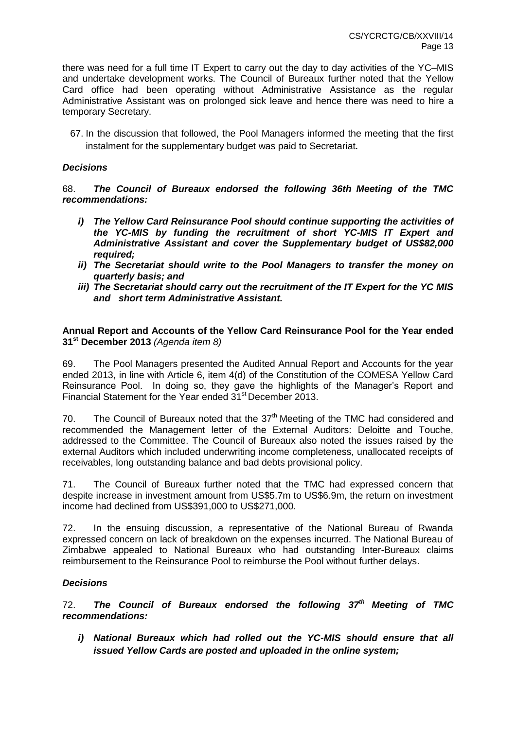there was need for a full time IT Expert to carry out the day to day activities of the YC–MIS and undertake development works. The Council of Bureaux further noted that the Yellow Card office had been operating without Administrative Assistance as the regular Administrative Assistant was on prolonged sick leave and hence there was need to hire a temporary Secretary.

67. In the discussion that followed, the Pool Managers informed the meeting that the first instalment for the supplementary budget was paid to Secretariat*.*

***Decisions***

68. ***The Council of Bureaux endorsed the following 36th Meeting of the TMC recommendations:***

- ***i) The Yellow Card Reinsurance Pool should continue supporting the activities of the YC-MIS by funding the recruitment of short YC-MIS IT Expert and Administrative Assistant and cover the Supplementary budget of US$82,000 required;***
- ***ii) The Secretariat should write to the Pool Managers to transfer the money on quarterly basis; and***
- ***iii) The Secretariat should carry out the recruitment of the IT Expert for the YC MIS and short term Administrative Assistant.***

**Annual Report and Accounts of the Yellow Card Reinsurance Pool for the Year ended 31st December 2013** *(Agenda item 8)*

69. The Pool Managers presented the Audited Annual Report and Accounts for the year ended 2013, in line with Article 6, item 4(d) of the Constitution of the COMESA Yellow Card Reinsurance Pool. In doing so, they gave the highlights of the Manager's Report and Financial Statement for the Year ended 31st December 2013.

70. The Council of Bureaux noted that the 37th Meeting of the TMC had considered and recommended the Management letter of the External Auditors: Deloitte and Touche, addressed to the Committee. The Council of Bureaux also noted the issues raised by the external Auditors which included underwriting income completeness, unallocated receipts of receivables, long outstanding balance and bad debts provisional policy.

71. The Council of Bureaux further noted that the TMC had expressed concern that despite increase in investment amount from US$5.7m to US$6.9m, the return on investment income had declined from US$391,000 to US$271,000.

72. In the ensuing discussion, a representative of the National Bureau of Rwanda expressed concern on lack of breakdown on the expenses incurred. The National Bureau of Zimbabwe appealed to National Bureaux who had outstanding Inter-Bureaux claims reimbursement to the Reinsurance Pool to reimburse the Pool without further delays.

***Decisions***

72. ***The Council of Bureaux endorsed the following 37th Meeting of TMC recommendations:***

- ***i) National Bureaux which had rolled out the YC-MIS should ensure that all issued Yellow Cards are posted and uploaded in the online system;***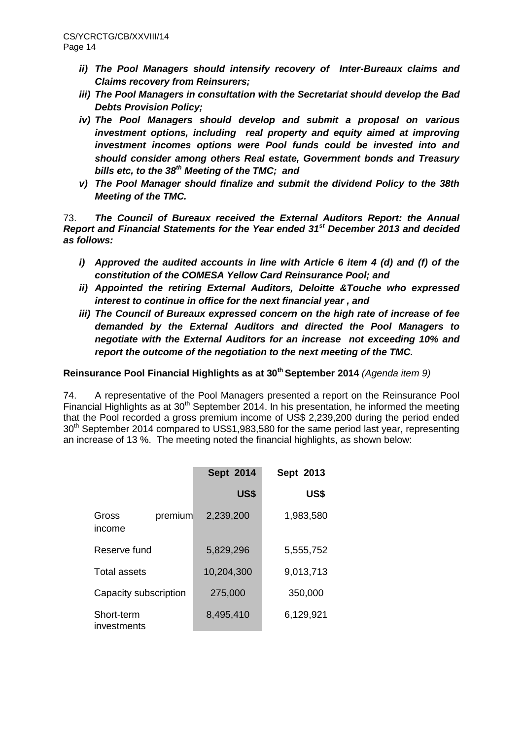*ii)* ***The Pool Managers should intensify recovery of Inter-Bureaux claims and Claims recovery from Reinsurers;***

*iii)* ***The Pool Managers in consultation with the Secretariat should develop the Bad Debts Provision Policy;***

*iv)* ***The Pool Managers should develop and submit a proposal on various investment options, including real property and equity aimed at improving investment incomes options were Pool funds could be invested into and should consider among others Real estate, Government bonds and Treasury bills etc, to the 38th Meeting of the TMC; and***

*v)* ***The Pool Manager should finalize and submit the dividend Policy to the 38th Meeting of the TMC.***

73. ***The Council of Bureaux received the External Auditors Report: the Annual Report and Financial Statements for the Year ended 31st December 2013 and decided as follows:***

*i)* ***Approved the audited accounts in line with Article 6 item 4 (d) and (f) of the constitution of the COMESA Yellow Card Reinsurance Pool; and***

*ii)* ***Appointed the retiring External Auditors, Deloitte &Touche who expressed interest to continue in office for the next financial year , and***

*iii)* ***The Council of Bureaux expressed concern on the high rate of increase of fee demanded by the External Auditors and directed the Pool Managers to negotiate with the External Auditors for an increase not exceeding 10% and report the outcome of the negotiation to the next meeting of the TMC.***

**Reinsurance Pool Financial Highlights as at 30th September 2014** *(Agenda item 9)*

74. A representative of the Pool Managers presented a report on the Reinsurance Pool Financial Highlights as at 30th September 2014. In his presentation, he informed the meeting that the Pool recorded a gross premium income of US$ 2,239,200 during the period ended 30th September 2014 compared to US$1,983,580 for the same period last year, representing an increase of 13 %. The meeting noted the financial highlights, as shown below:

| | Sept 2014 | Sept 2013 |
|---|---|---|
| | US$ | US$ |
| Gross premium income | 2,239,200 | 1,983,580 |
| Reserve fund | 5,829,296 | 5,555,752 |
| Total assets | 10,204,300 | 9,013,713 |
| Capacity subscription | 275,000 | 350,000 |
| Short-term investments | 8,495,410 | 6,129,921 |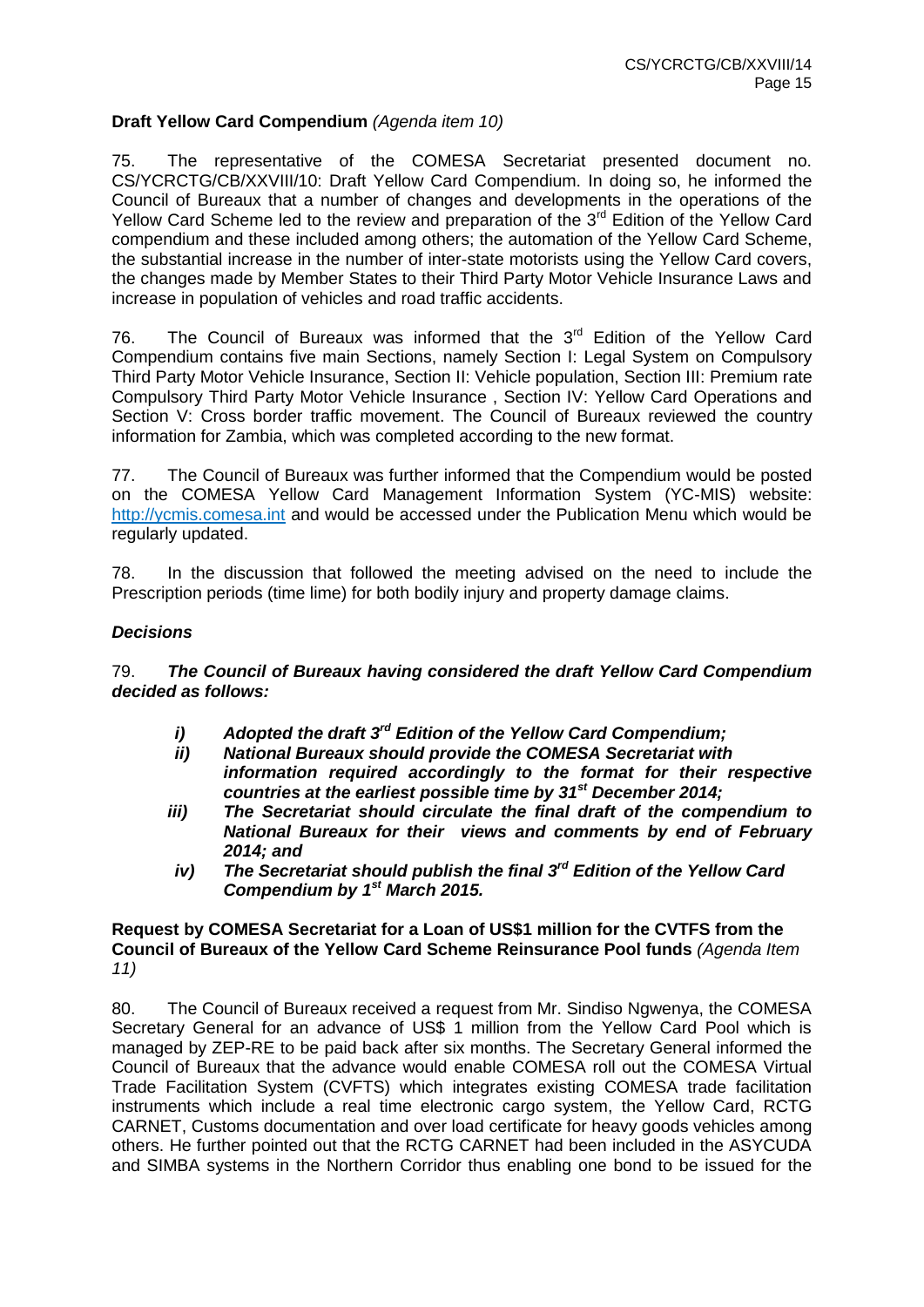**Draft Yellow Card Compendium** *(Agenda item 10)*

75. The representative of the COMESA Secretariat presented document no. CS/YCRCTG/CB/XXVIII/10: Draft Yellow Card Compendium. In doing so, he informed the Council of Bureaux that a number of changes and developments in the operations of the Yellow Card Scheme led to the review and preparation of the 3rd Edition of the Yellow Card compendium and these included among others; the automation of the Yellow Card Scheme, the substantial increase in the number of inter-state motorists using the Yellow Card covers, the changes made by Member States to their Third Party Motor Vehicle Insurance Laws and increase in population of vehicles and road traffic accidents.

76. The Council of Bureaux was informed that the 3rd Edition of the Yellow Card Compendium contains five main Sections, namely Section I: Legal System on Compulsory Third Party Motor Vehicle Insurance, Section II: Vehicle population, Section III: Premium rate Compulsory Third Party Motor Vehicle Insurance , Section IV: Yellow Card Operations and Section V: Cross border traffic movement. The Council of Bureaux reviewed the country information for Zambia, which was completed according to the new format.

77. The Council of Bureaux was further informed that the Compendium would be posted on the COMESA Yellow Card Management Information System (YC-MIS) website: http://ycmis.comesa.int and would be accessed under the Publication Menu which would be regularly updated.

78. In the discussion that followed the meeting advised on the need to include the Prescription periods (time lime) for both bodily injury and property damage claims.

***Decisions***

79. ***The Council of Bureaux having considered the draft Yellow Card Compendium decided as follows:***

- ***i) Adopted the draft 3rd Edition of the Yellow Card Compendium;***
- ***ii) National Bureaux should provide the COMESA Secretariat with information required accordingly to the format for their respective countries at the earliest possible time by 31st December 2014;***
- ***iii) The Secretariat should circulate the final draft of the compendium to National Bureaux for their views and comments by end of February 2014; and***
- ***iv) The Secretariat should publish the final 3rd Edition of the Yellow Card Compendium by 1st March 2015.***

**Request by COMESA Secretariat for a Loan of US$1 million for the CVTFS from the Council of Bureaux of the Yellow Card Scheme Reinsurance Pool funds** *(Agenda Item 11)*

80. The Council of Bureaux received a request from Mr. Sindiso Ngwenya, the COMESA Secretary General for an advance of US$ 1 million from the Yellow Card Pool which is managed by ZEP-RE to be paid back after six months. The Secretary General informed the Council of Bureaux that the advance would enable COMESA roll out the COMESA Virtual Trade Facilitation System (CVFTS) which integrates existing COMESA trade facilitation instruments which include a real time electronic cargo system, the Yellow Card, RCTG CARNET, Customs documentation and over load certificate for heavy goods vehicles among others. He further pointed out that the RCTG CARNET had been included in the ASYCUDA and SIMBA systems in the Northern Corridor thus enabling one bond to be issued for the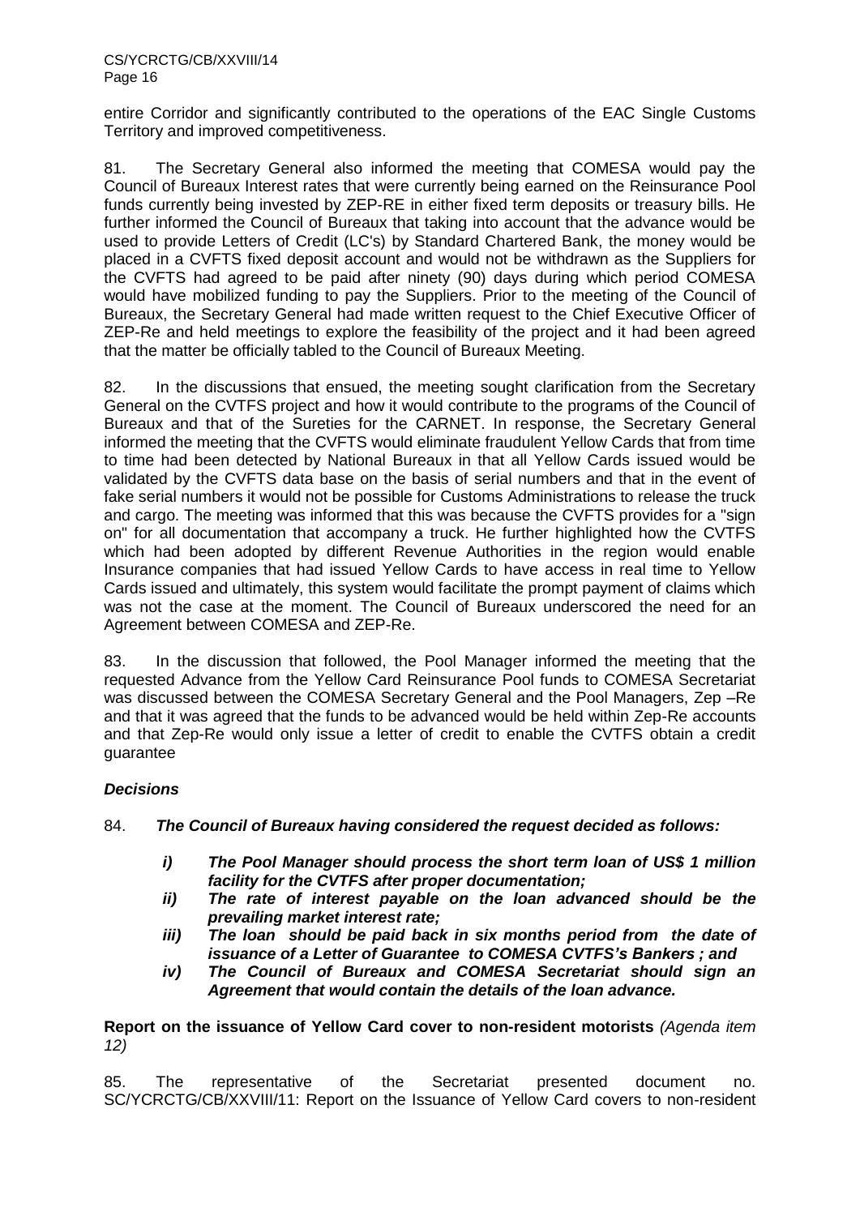entire Corridor and significantly contributed to the operations of the EAC Single Customs Territory and improved competitiveness.

81. The Secretary General also informed the meeting that COMESA would pay the Council of Bureaux Interest rates that were currently being earned on the Reinsurance Pool funds currently being invested by ZEP-RE in either fixed term deposits or treasury bills. He further informed the Council of Bureaux that taking into account that the advance would be used to provide Letters of Credit (LC's) by Standard Chartered Bank, the money would be placed in a CVFTS fixed deposit account and would not be withdrawn as the Suppliers for the CVFTS had agreed to be paid after ninety (90) days during which period COMESA would have mobilized funding to pay the Suppliers. Prior to the meeting of the Council of Bureaux, the Secretary General had made written request to the Chief Executive Officer of ZEP-Re and held meetings to explore the feasibility of the project and it had been agreed that the matter be officially tabled to the Council of Bureaux Meeting.

82. In the discussions that ensued, the meeting sought clarification from the Secretary General on the CVTFS project and how it would contribute to the programs of the Council of Bureaux and that of the Sureties for the CARNET. In response, the Secretary General informed the meeting that the CVFTS would eliminate fraudulent Yellow Cards that from time to time had been detected by National Bureaux in that all Yellow Cards issued would be validated by the CVFTS data base on the basis of serial numbers and that in the event of fake serial numbers it would not be possible for Customs Administrations to release the truck and cargo. The meeting was informed that this was because the CVFTS provides for a "sign on" for all documentation that accompany a truck. He further highlighted how the CVTFS which had been adopted by different Revenue Authorities in the region would enable Insurance companies that had issued Yellow Cards to have access in real time to Yellow Cards issued and ultimately, this system would facilitate the prompt payment of claims which was not the case at the moment. The Council of Bureaux underscored the need for an Agreement between COMESA and ZEP-Re.

83. In the discussion that followed, the Pool Manager informed the meeting that the requested Advance from the Yellow Card Reinsurance Pool funds to COMESA Secretariat was discussed between the COMESA Secretary General and the Pool Managers, Zep –Re and that it was agreed that the funds to be advanced would be held within Zep-Re accounts and that Zep-Re would only issue a letter of credit to enable the CVTFS obtain a credit guarantee

### *Decisions*

84. ***The Council of Bureaux having considered the request decided as follows:***

- ***i) The Pool Manager should process the short term loan of US$ 1 million facility for the CVTFS after proper documentation;***
- ***ii) The rate of interest payable on the loan advanced should be the prevailing market interest rate;***
- ***iii) The loan should be paid back in six months period from the date of issuance of a Letter of Guarantee to COMESA CVTFS's Bankers ; and***
- ***iv) The Council of Bureaux and COMESA Secretariat should sign an Agreement that would contain the details of the loan advance.***

**Report on the issuance of Yellow Card cover to non-resident motorists** *(Agenda item 12)*

85. The representative of the Secretariat presented document no. SC/YCRCTG/CB/XXVIII/11: Report on the Issuance of Yellow Card covers to non-resident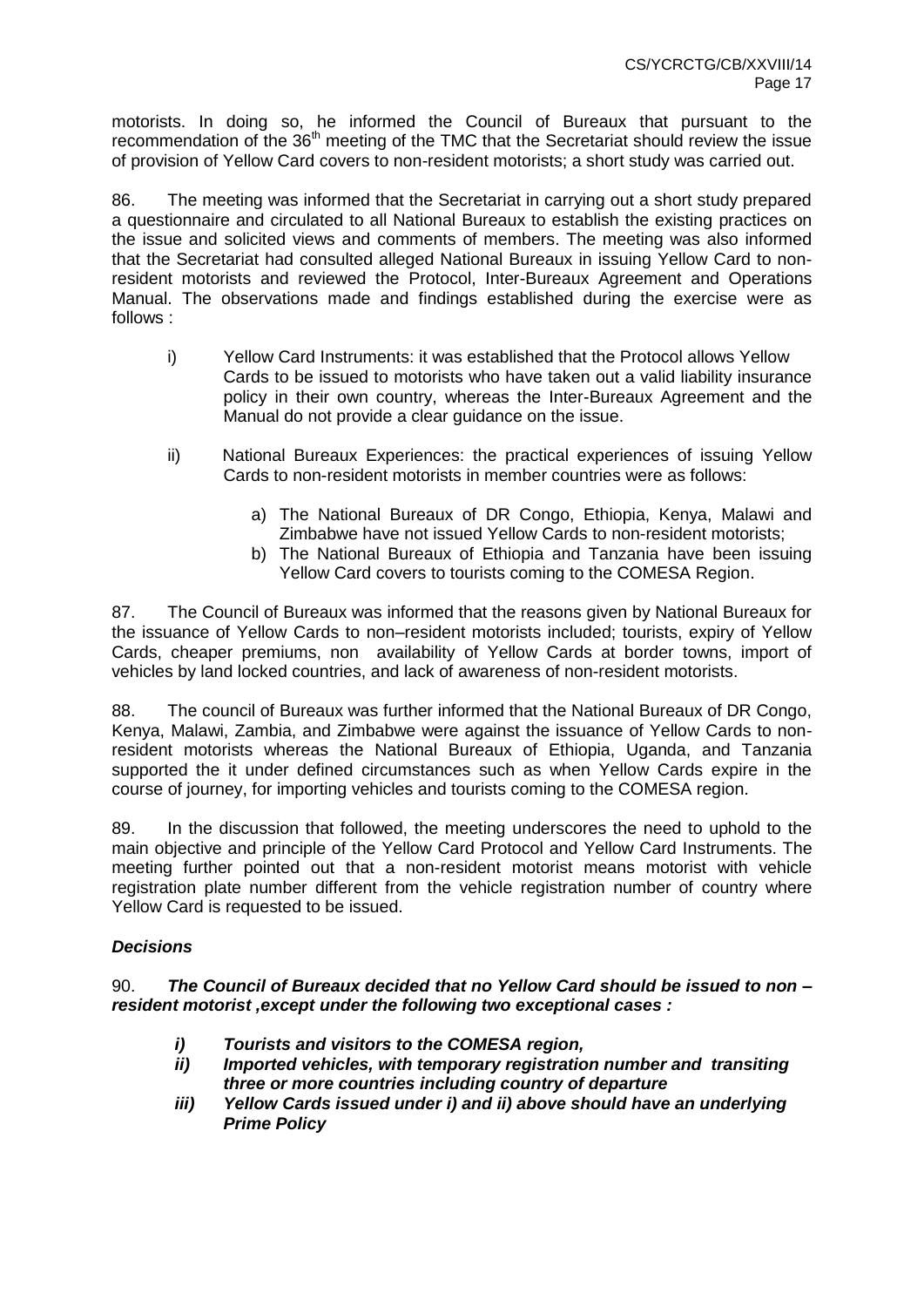motorists. In doing so, he informed the Council of Bureaux that pursuant to the recommendation of the 36th meeting of the TMC that the Secretariat should review the issue of provision of Yellow Card covers to non-resident motorists; a short study was carried out.

86. The meeting was informed that the Secretariat in carrying out a short study prepared a questionnaire and circulated to all National Bureaux to establish the existing practices on the issue and solicited views and comments of members. The meeting was also informed that the Secretariat had consulted alleged National Bureaux in issuing Yellow Card to non-resident motorists and reviewed the Protocol, Inter-Bureaux Agreement and Operations Manual. The observations made and findings established during the exercise were as follows :

i) Yellow Card Instruments: it was established that the Protocol allows Yellow Cards to be issued to motorists who have taken out a valid liability insurance policy in their own country, whereas the Inter-Bureaux Agreement and the Manual do not provide a clear guidance on the issue.

ii) National Bureaux Experiences: the practical experiences of issuing Yellow Cards to non-resident motorists in member countries were as follows:

a) The National Bureaux of DR Congo, Ethiopia, Kenya, Malawi and Zimbabwe have not issued Yellow Cards to non-resident motorists;
b) The National Bureaux of Ethiopia and Tanzania have been issuing Yellow Card covers to tourists coming to the COMESA Region.

87. The Council of Bureaux was informed that the reasons given by National Bureaux for the issuance of Yellow Cards to non–resident motorists included; tourists, expiry of Yellow Cards, cheaper premiums, non availability of Yellow Cards at border towns, import of vehicles by land locked countries, and lack of awareness of non-resident motorists.

88. The council of Bureaux was further informed that the National Bureaux of DR Congo, Kenya, Malawi, Zambia, and Zimbabwe were against the issuance of Yellow Cards to non-resident motorists whereas the National Bureaux of Ethiopia, Uganda, and Tanzania supported the it under defined circumstances such as when Yellow Cards expire in the course of journey, for importing vehicles and tourists coming to the COMESA region.

89. In the discussion that followed, the meeting underscores the need to uphold to the main objective and principle of the Yellow Card Protocol and Yellow Card Instruments. The meeting further pointed out that a non-resident motorist means motorist with vehicle registration plate number different from the vehicle registration number of country where Yellow Card is requested to be issued.

### *Decisions*

90. ***The Council of Bureaux decided that no Yellow Card should be issued to non – resident motorist ,except under the following two exceptional cases :***

***i) Tourists and visitors to the COMESA region,***
***ii) Imported vehicles, with temporary registration number and transiting three or more countries including country of departure***
***iii) Yellow Cards issued under i) and ii) above should have an underlying Prime Policy***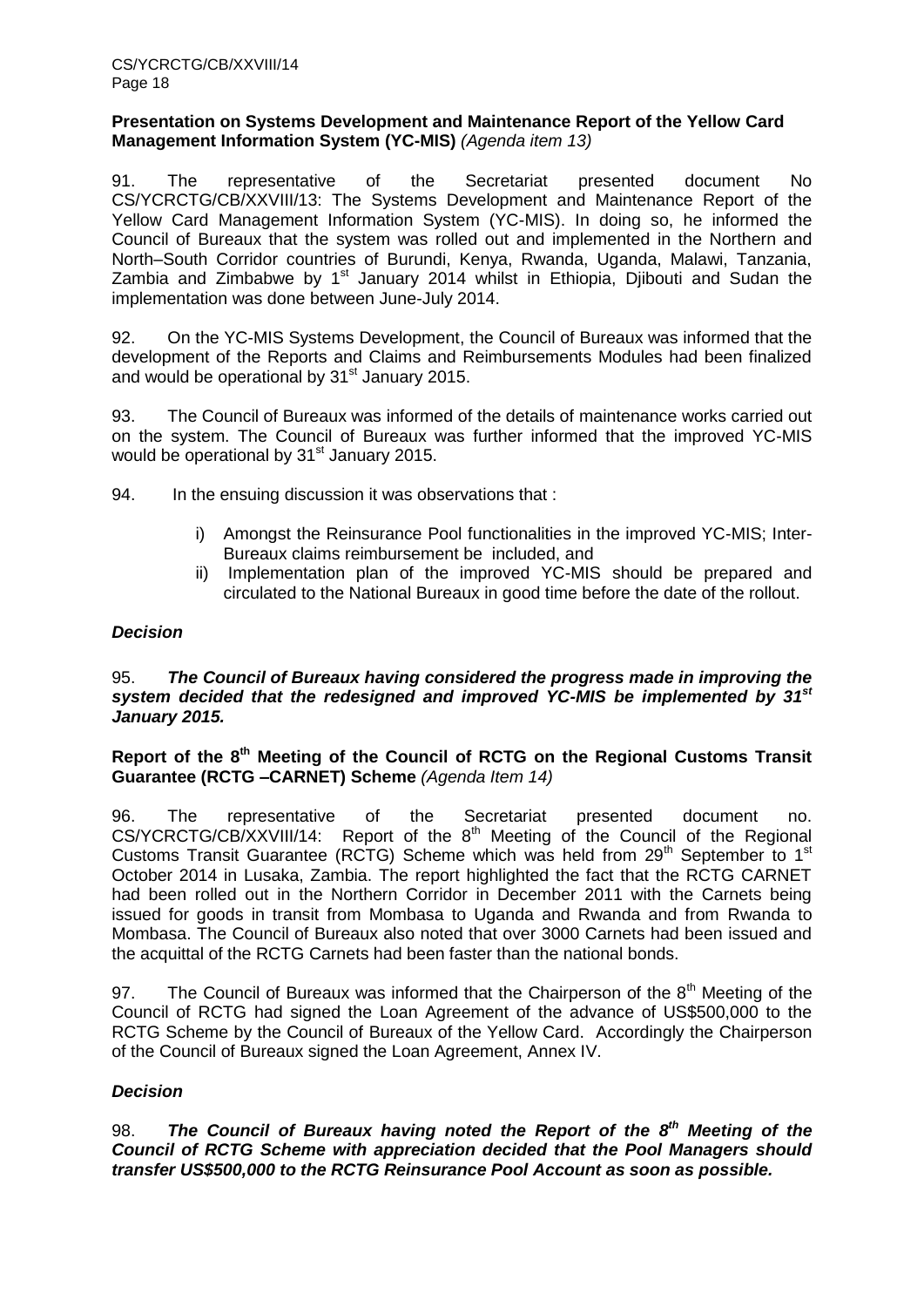**Presentation on Systems Development and Maintenance Report of the Yellow Card Management Information System (YC-MIS)** *(Agenda item 13)*

91. The representative of the Secretariat presented document No CS/YCRCTG/CB/XXVIII/13: The Systems Development and Maintenance Report of the Yellow Card Management Information System (YC-MIS). In doing so, he informed the Council of Bureaux that the system was rolled out and implemented in the Northern and North–South Corridor countries of Burundi, Kenya, Rwanda, Uganda, Malawi, Tanzania, Zambia and Zimbabwe by 1st January 2014 whilst in Ethiopia, Djibouti and Sudan the implementation was done between June-July 2014.

92. On the YC-MIS Systems Development, the Council of Bureaux was informed that the development of the Reports and Claims and Reimbursements Modules had been finalized and would be operational by 31st January 2015.

93. The Council of Bureaux was informed of the details of maintenance works carried out on the system. The Council of Bureaux was further informed that the improved YC-MIS would be operational by 31st January 2015.

94. In the ensuing discussion it was observations that :

i) Amongst the Reinsurance Pool functionalities in the improved YC-MIS; Inter-Bureaux claims reimbursement be included, and
ii) Implementation plan of the improved YC-MIS should be prepared and circulated to the National Bureaux in good time before the date of the rollout.

***Decision***

95. ***The Council of Bureaux having considered the progress made in improving the system decided that the redesigned and improved YC-MIS be implemented by 31st January 2015.***

**Report of the 8th Meeting of the Council of RCTG on the Regional Customs Transit Guarantee (RCTG –CARNET) Scheme** *(Agenda Item 14)*

96. The representative of the Secretariat presented document no. CS/YCRCTG/CB/XXVIII/14: Report of the 8th Meeting of the Council of the Regional Customs Transit Guarantee (RCTG) Scheme which was held from 29th September to 1st October 2014 in Lusaka, Zambia. The report highlighted the fact that the RCTG CARNET had been rolled out in the Northern Corridor in December 2011 with the Carnets being issued for goods in transit from Mombasa to Uganda and Rwanda and from Rwanda to Mombasa. The Council of Bureaux also noted that over 3000 Carnets had been issued and the acquittal of the RCTG Carnets had been faster than the national bonds.

97. The Council of Bureaux was informed that the Chairperson of the 8th Meeting of the Council of RCTG had signed the Loan Agreement of the advance of US$500,000 to the RCTG Scheme by the Council of Bureaux of the Yellow Card. Accordingly the Chairperson of the Council of Bureaux signed the Loan Agreement, Annex IV.

***Decision***

98. ***The Council of Bureaux having noted the Report of the 8th Meeting of the Council of RCTG Scheme with appreciation decided that the Pool Managers should transfer US$500,000 to the RCTG Reinsurance Pool Account as soon as possible.***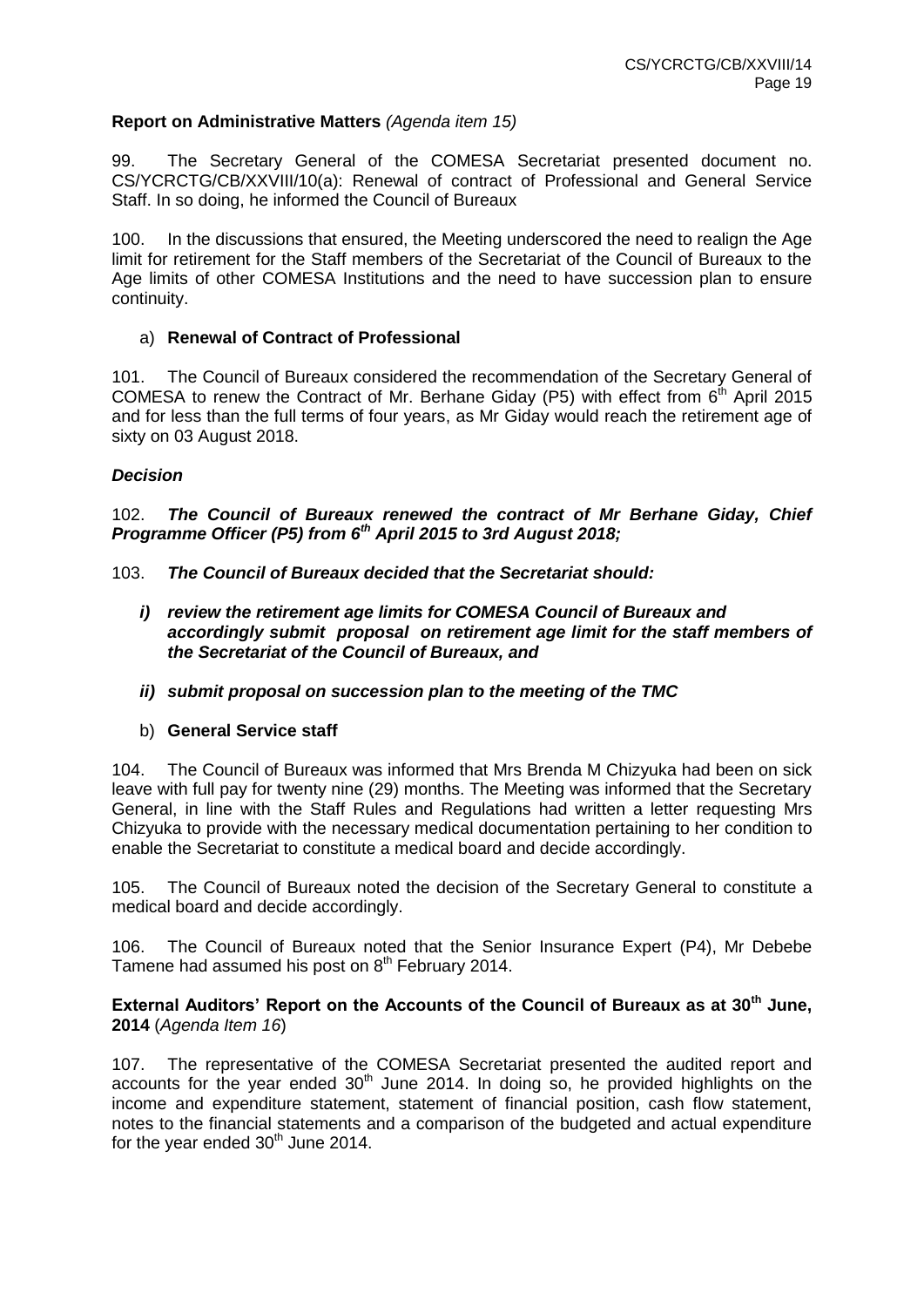**Report on Administrative Matters** *(Agenda item 15)*

99. The Secretary General of the COMESA Secretariat presented document no. CS/YCRCTG/CB/XXVIII/10(a): Renewal of contract of Professional and General Service Staff. In so doing, he informed the Council of Bureaux

100. In the discussions that ensured, the Meeting underscored the need to realign the Age limit for retirement for the Staff members of the Secretariat of the Council of Bureaux to the Age limits of other COMESA Institutions and the need to have succession plan to ensure continuity.

a) **Renewal of Contract of Professional**

101. The Council of Bureaux considered the recommendation of the Secretary General of COMESA to renew the Contract of Mr. Berhane Giday (P5) with effect from 6th April 2015 and for less than the full terms of four years, as Mr Giday would reach the retirement age of sixty on 03 August 2018.

***Decision***

102. ***The Council of Bureaux renewed the contract of Mr Berhane Giday, Chief Programme Officer (P5) from 6th April 2015 to 3rd August 2018;***

103. ***The Council of Bureaux decided that the Secretariat should:***

- ***i) review the retirement age limits for COMESA Council of Bureaux and accordingly submit proposal on retirement age limit for the staff members of the Secretariat of the Council of Bureaux, and***
- ***ii) submit proposal on succession plan to the meeting of the TMC***

b) **General Service staff**

104. The Council of Bureaux was informed that Mrs Brenda M Chizyuka had been on sick leave with full pay for twenty nine (29) months. The Meeting was informed that the Secretary General, in line with the Staff Rules and Regulations had written a letter requesting Mrs Chizyuka to provide with the necessary medical documentation pertaining to her condition to enable the Secretariat to constitute a medical board and decide accordingly.

105. The Council of Bureaux noted the decision of the Secretary General to constitute a medical board and decide accordingly.

106. The Council of Bureaux noted that the Senior Insurance Expert (P4), Mr Debebe Tamene had assumed his post on 8th February 2014.

**External Auditors' Report on the Accounts of the Council of Bureaux as at 30th June, 2014** (*Agenda Item 16*)

107. The representative of the COMESA Secretariat presented the audited report and accounts for the year ended 30th June 2014. In doing so, he provided highlights on the income and expenditure statement, statement of financial position, cash flow statement, notes to the financial statements and a comparison of the budgeted and actual expenditure for the year ended 30th June 2014.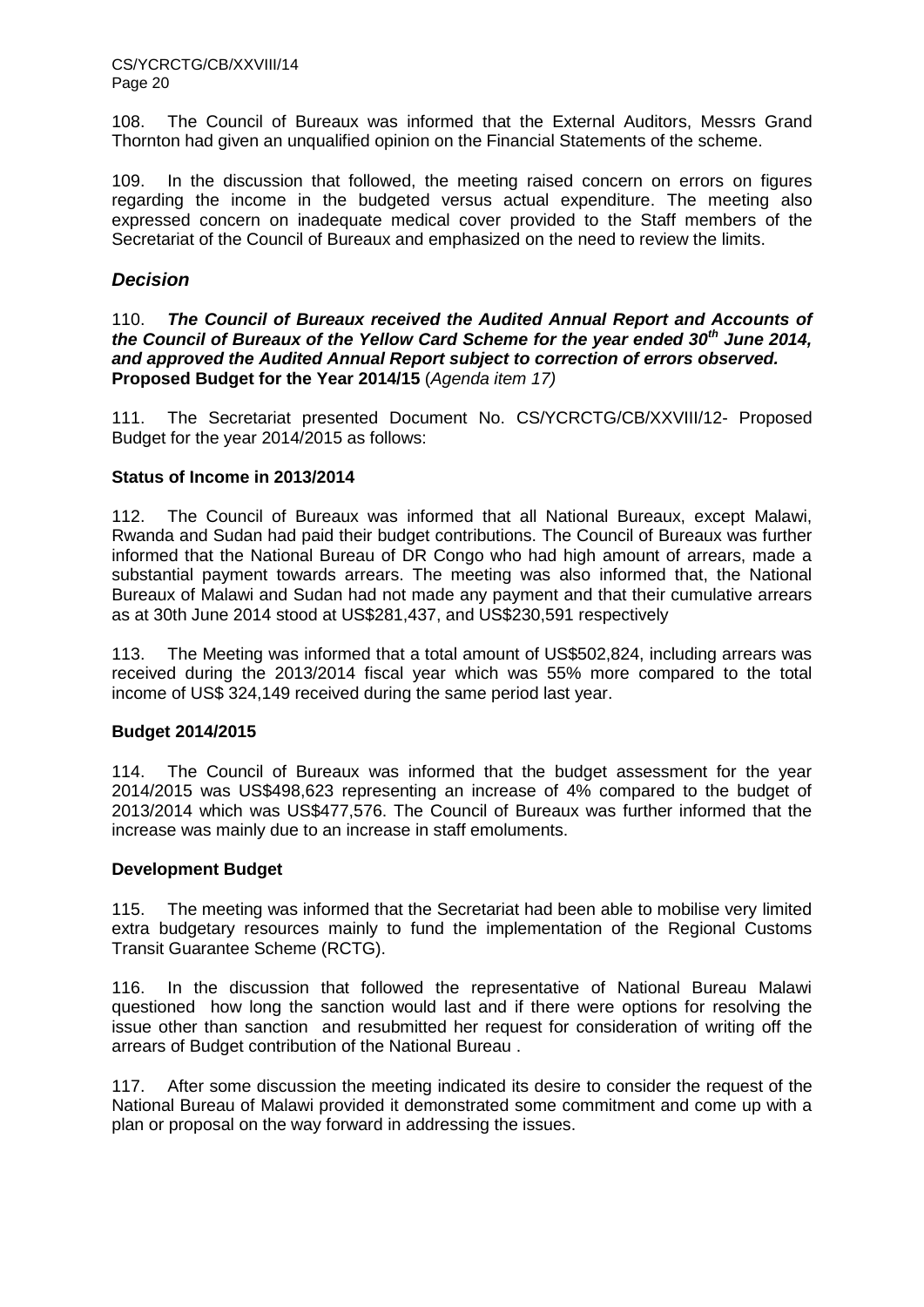108. The Council of Bureaux was informed that the External Auditors, Messrs Grand Thornton had given an unqualified opinion on the Financial Statements of the scheme.

109. In the discussion that followed, the meeting raised concern on errors on figures regarding the income in the budgeted versus actual expenditure. The meeting also expressed concern on inadequate medical cover provided to the Staff members of the Secretariat of the Council of Bureaux and emphasized on the need to review the limits.

### *Decision*

110. ***The Council of Bureaux received the Audited Annual Report and Accounts of the Council of Bureaux of the Yellow Card Scheme for the year ended 30th June 2014, and approved the Audited Annual Report subject to correction of errors observed.***

**Proposed Budget for the Year 2014/15** (*Agenda item 17)*

111. The Secretariat presented Document No. CS/YCRCTG/CB/XXVIII/12- Proposed Budget for the year 2014/2015 as follows:

**Status of Income in 2013/2014**

112. The Council of Bureaux was informed that all National Bureaux, except Malawi, Rwanda and Sudan had paid their budget contributions. The Council of Bureaux was further informed that the National Bureau of DR Congo who had high amount of arrears, made a substantial payment towards arrears. The meeting was also informed that, the National Bureaux of Malawi and Sudan had not made any payment and that their cumulative arrears as at 30th June 2014 stood at US$281,437, and US$230,591 respectively

113. The Meeting was informed that a total amount of US$502,824, including arrears was received during the 2013/2014 fiscal year which was 55% more compared to the total income of US$ 324,149 received during the same period last year.

**Budget 2014/2015**

114. The Council of Bureaux was informed that the budget assessment for the year 2014/2015 was US$498,623 representing an increase of 4% compared to the budget of 2013/2014 which was US$477,576. The Council of Bureaux was further informed that the increase was mainly due to an increase in staff emoluments.

**Development Budget**

115. The meeting was informed that the Secretariat had been able to mobilise very limited extra budgetary resources mainly to fund the implementation of the Regional Customs Transit Guarantee Scheme (RCTG).

116. In the discussion that followed the representative of National Bureau Malawi questioned how long the sanction would last and if there were options for resolving the issue other than sanction and resubmitted her request for consideration of writing off the arrears of Budget contribution of the National Bureau .

117. After some discussion the meeting indicated its desire to consider the request of the National Bureau of Malawi provided it demonstrated some commitment and come up with a plan or proposal on the way forward in addressing the issues.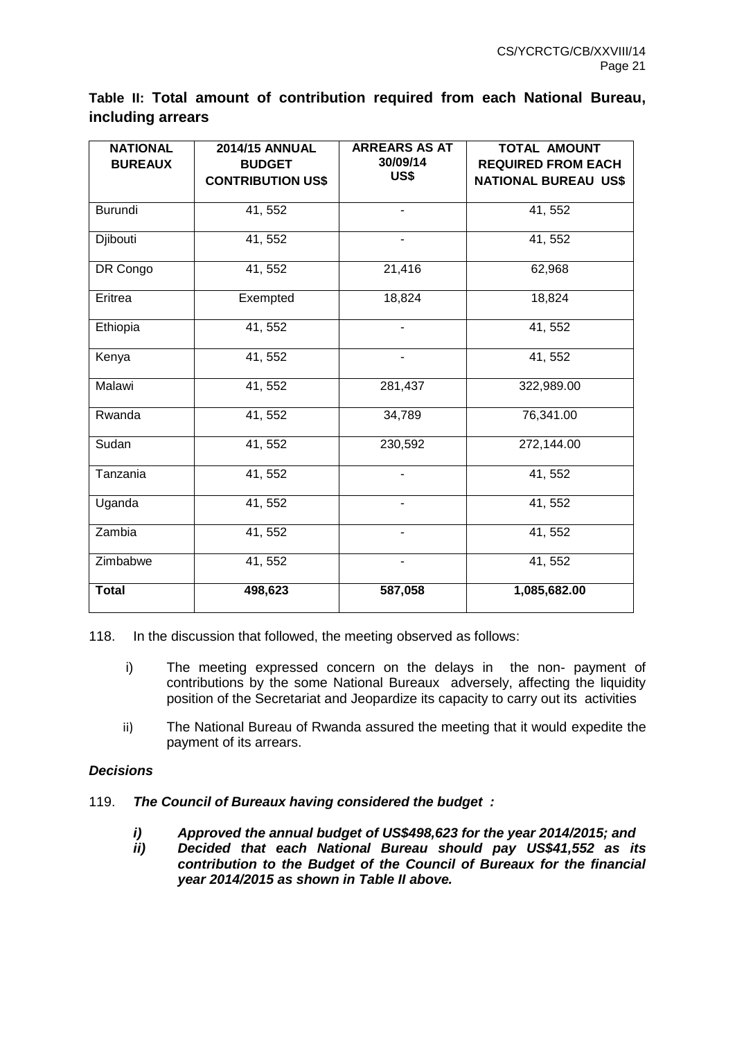**Table II: Total amount of contribution required from each National Bureau, including arrears**

| NATIONAL BUREAUX | 2014/15 ANNUAL BUDGET CONTRIBUTION US$ | ARREARS AS AT 30/09/14 US$ | TOTAL AMOUNT REQUIRED FROM EACH NATIONAL BUREAU US$ |
|---|---|---|---|
| Burundi | 41, 552 | - | 41, 552 |
| Djibouti | 41, 552 | - | 41, 552 |
| DR Congo | 41, 552 | 21,416 | 62,968 |
| Eritrea | Exempted | 18,824 | 18,824 |
| Ethiopia | 41, 552 | - | 41, 552 |
| Kenya | 41, 552 | - | 41, 552 |
| Malawi | 41, 552 | 281,437 | 322,989.00 |
| Rwanda | 41, 552 | 34,789 | 76,341.00 |
| Sudan | 41, 552 | 230,592 | 272,144.00 |
| Tanzania | 41, 552 | - | 41, 552 |
| Uganda | 41, 552 | - | 41, 552 |
| Zambia | 41, 552 | - | 41, 552 |
| Zimbabwe | 41, 552 | - | 41, 552 |
| **Total** | **498,623** | **587,058** | **1,085,682.00** |

118. In the discussion that followed, the meeting observed as follows:

i) The meeting expressed concern on the delays in the non- payment of contributions by the some National Bureaux adversely, affecting the liquidity position of the Secretariat and Jeopardize its capacity to carry out its activities

ii) The National Bureau of Rwanda assured the meeting that it would expedite the payment of its arrears.

***Decisions***

119. ***The Council of Bureaux having considered the budget :***

***i) Approved the annual budget of US$498,623 for the year 2014/2015; and***

***ii) Decided that each National Bureau should pay US$41,552 as its contribution to the Budget of the Council of Bureaux for the financial year 2014/2015 as shown in Table II above.***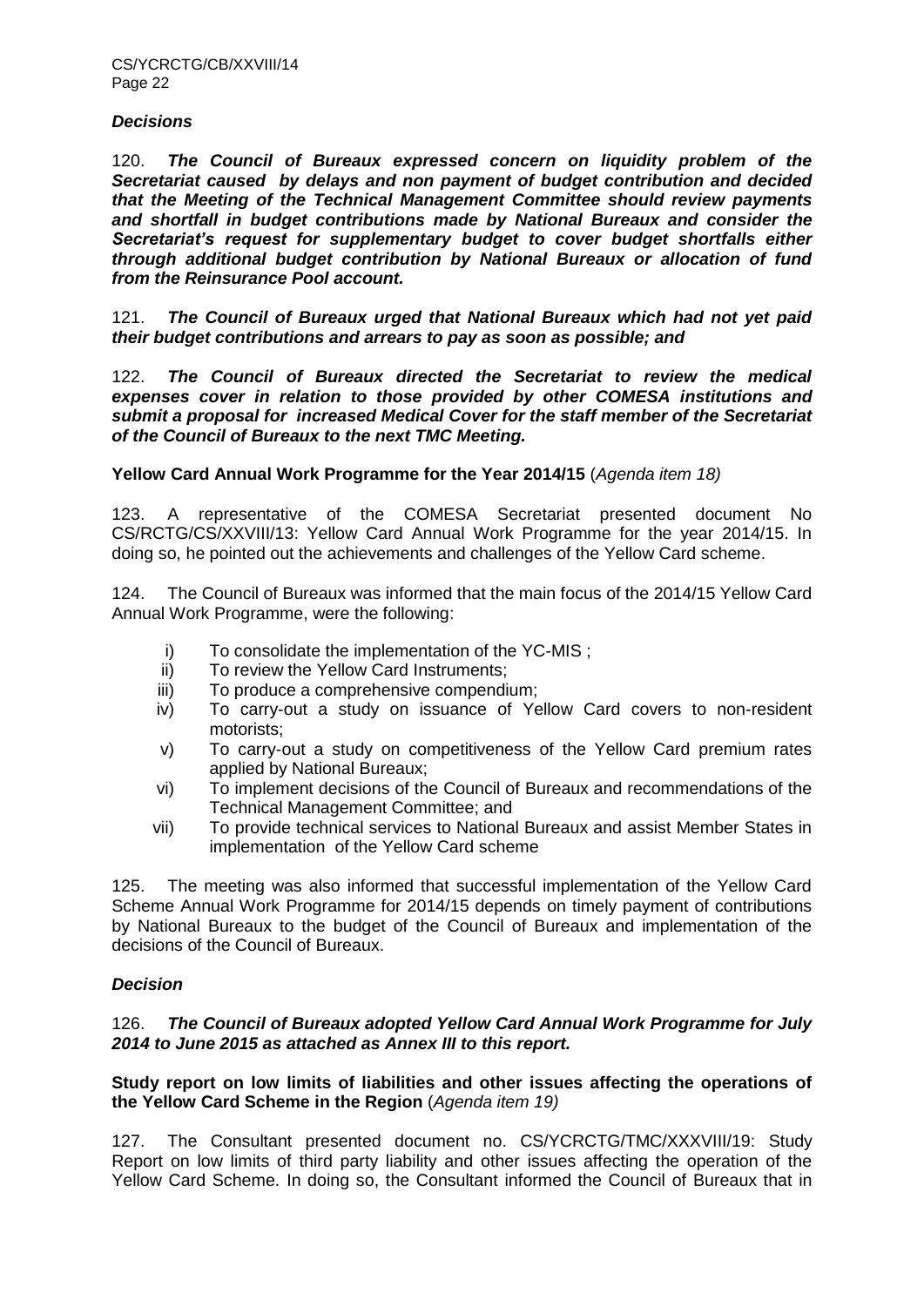### *Decisions*

120. ***The Council of Bureaux expressed concern on liquidity problem of the Secretariat caused by delays and non payment of budget contribution and decided that the Meeting of the Technical Management Committee should review payments and shortfall in budget contributions made by National Bureaux and consider the Secretariat's request for supplementary budget to cover budget shortfalls either through additional budget contribution by National Bureaux or allocation of fund from the Reinsurance Pool account.***

121. ***The Council of Bureaux urged that National Bureaux which had not yet paid their budget contributions and arrears to pay as soon as possible; and***

122. ***The Council of Bureaux directed the Secretariat to review the medical expenses cover in relation to those provided by other COMESA institutions and submit a proposal for increased Medical Cover for the staff member of the Secretariat of the Council of Bureaux to the next TMC Meeting.***

**Yellow Card Annual Work Programme for the Year 2014/15** (*Agenda item 18)*

123. A representative of the COMESA Secretariat presented document No CS/RCTG/CS/XXVIII/13: Yellow Card Annual Work Programme for the year 2014/15. In doing so, he pointed out the achievements and challenges of the Yellow Card scheme.

124. The Council of Bureaux was informed that the main focus of the 2014/15 Yellow Card Annual Work Programme, were the following:

i) To consolidate the implementation of the YC-MIS ;
ii) To review the Yellow Card Instruments;
iii) To produce a comprehensive compendium;
iv) To carry-out a study on issuance of Yellow Card covers to non-resident motorists;
v) To carry-out a study on competitiveness of the Yellow Card premium rates applied by National Bureaux;
vi) To implement decisions of the Council of Bureaux and recommendations of the Technical Management Committee; and
vii) To provide technical services to National Bureaux and assist Member States in implementation of the Yellow Card scheme

125. The meeting was also informed that successful implementation of the Yellow Card Scheme Annual Work Programme for 2014/15 depends on timely payment of contributions by National Bureaux to the budget of the Council of Bureaux and implementation of the decisions of the Council of Bureaux.

### *Decision*

126. ***The Council of Bureaux adopted Yellow Card Annual Work Programme for July 2014 to June 2015 as attached as Annex III to this report.***

**Study report on low limits of liabilities and other issues affecting the operations of the Yellow Card Scheme in the Region** (*Agenda item 19)*

127. The Consultant presented document no. CS/YCRCTG/TMC/XXXVIII/19: Study Report on low limits of third party liability and other issues affecting the operation of the Yellow Card Scheme. In doing so, the Consultant informed the Council of Bureaux that in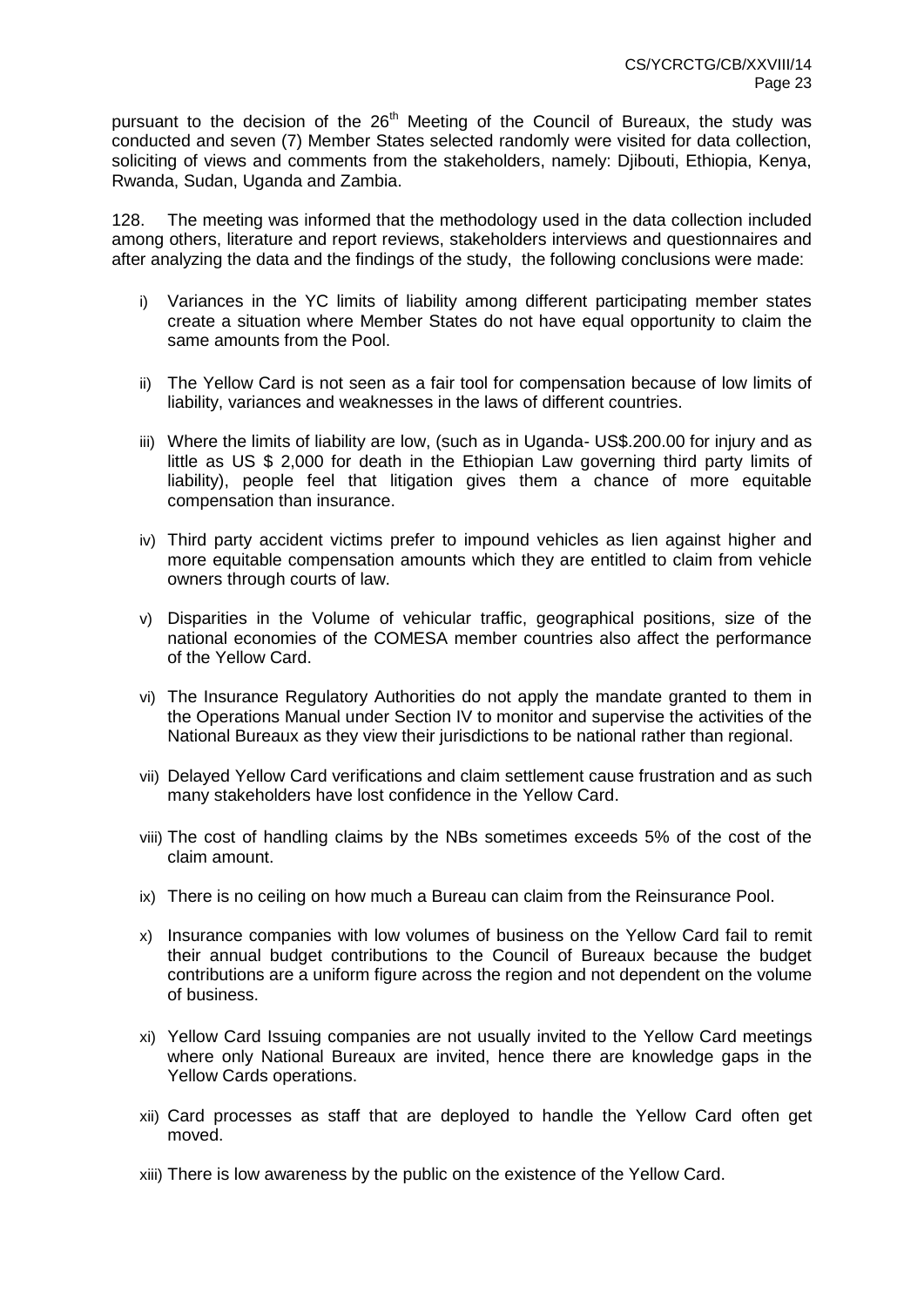pursuant to the decision of the 26th Meeting of the Council of Bureaux, the study was conducted and seven (7) Member States selected randomly were visited for data collection, soliciting of views and comments from the stakeholders, namely: Djibouti, Ethiopia, Kenya, Rwanda, Sudan, Uganda and Zambia.

128. The meeting was informed that the methodology used in the data collection included among others, literature and report reviews, stakeholders interviews and questionnaires and after analyzing the data and the findings of the study, the following conclusions were made:

i) Variances in the YC limits of liability among different participating member states create a situation where Member States do not have equal opportunity to claim the same amounts from the Pool.

ii) The Yellow Card is not seen as a fair tool for compensation because of low limits of liability, variances and weaknesses in the laws of different countries.

iii) Where the limits of liability are low, (such as in Uganda- US$.200.00 for injury and as little as US $ 2,000 for death in the Ethiopian Law governing third party limits of liability), people feel that litigation gives them a chance of more equitable compensation than insurance.

iv) Third party accident victims prefer to impound vehicles as lien against higher and more equitable compensation amounts which they are entitled to claim from vehicle owners through courts of law.

v) Disparities in the Volume of vehicular traffic, geographical positions, size of the national economies of the COMESA member countries also affect the performance of the Yellow Card.

vi) The Insurance Regulatory Authorities do not apply the mandate granted to them in the Operations Manual under Section IV to monitor and supervise the activities of the National Bureaux as they view their jurisdictions to be national rather than regional.

vii) Delayed Yellow Card verifications and claim settlement cause frustration and as such many stakeholders have lost confidence in the Yellow Card.

viii) The cost of handling claims by the NBs sometimes exceeds 5% of the cost of the claim amount.

ix) There is no ceiling on how much a Bureau can claim from the Reinsurance Pool.

x) Insurance companies with low volumes of business on the Yellow Card fail to remit their annual budget contributions to the Council of Bureaux because the budget contributions are a uniform figure across the region and not dependent on the volume of business.

xi) Yellow Card Issuing companies are not usually invited to the Yellow Card meetings where only National Bureaux are invited, hence there are knowledge gaps in the Yellow Cards operations.

xii) Card processes as staff that are deployed to handle the Yellow Card often get moved.

xiii) There is low awareness by the public on the existence of the Yellow Card.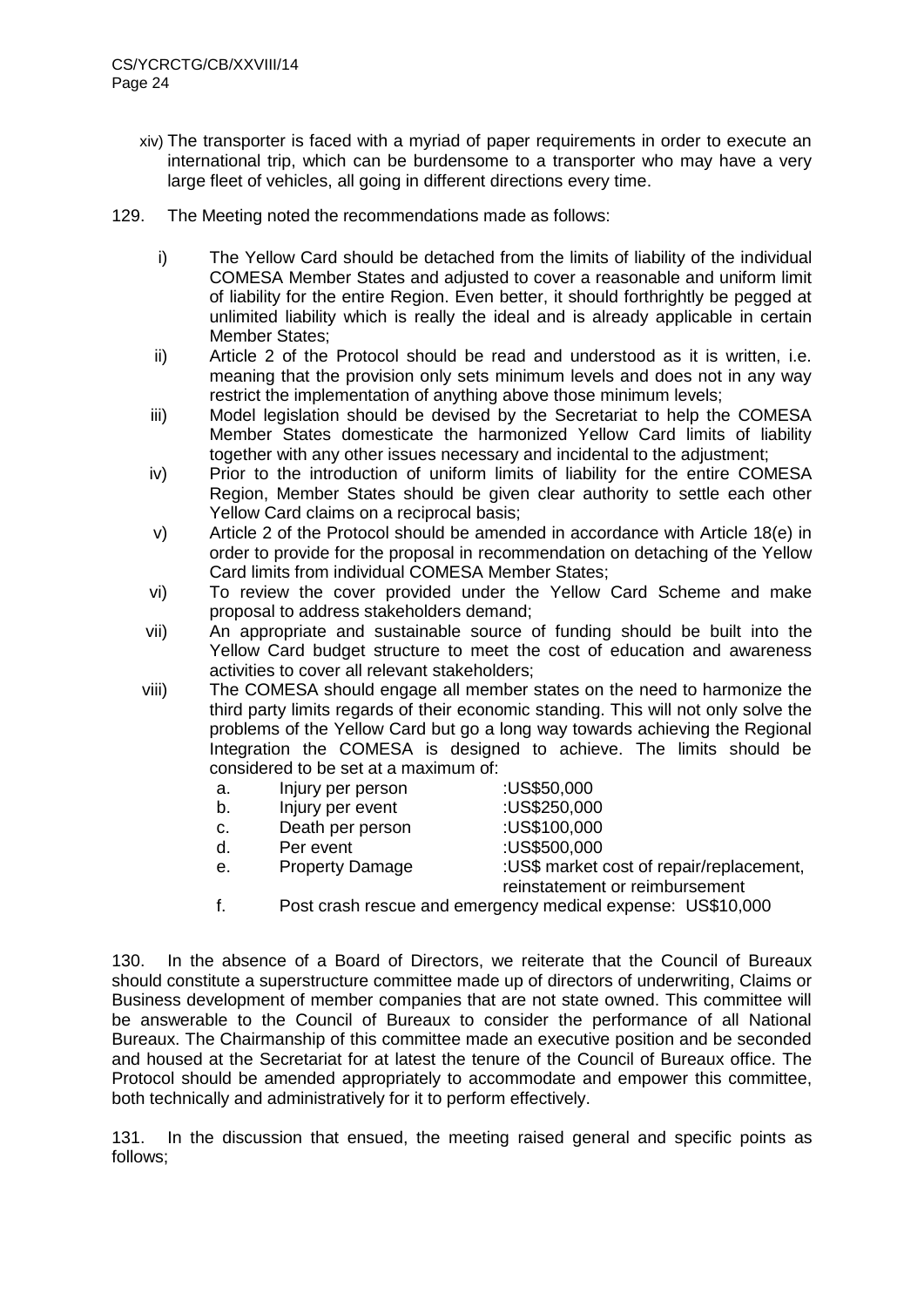xiv) The transporter is faced with a myriad of paper requirements in order to execute an international trip, which can be burdensome to a transporter who may have a very large fleet of vehicles, all going in different directions every time.

129. The Meeting noted the recommendations made as follows:

i) The Yellow Card should be detached from the limits of liability of the individual COMESA Member States and adjusted to cover a reasonable and uniform limit of liability for the entire Region. Even better, it should forthrightly be pegged at unlimited liability which is really the ideal and is already applicable in certain Member States;

ii) Article 2 of the Protocol should be read and understood as it is written, i.e. meaning that the provision only sets minimum levels and does not in any way restrict the implementation of anything above those minimum levels;

iii) Model legislation should be devised by the Secretariat to help the COMESA Member States domesticate the harmonized Yellow Card limits of liability together with any other issues necessary and incidental to the adjustment;

iv) Prior to the introduction of uniform limits of liability for the entire COMESA Region, Member States should be given clear authority to settle each other Yellow Card claims on a reciprocal basis;

v) Article 2 of the Protocol should be amended in accordance with Article 18(e) in order to provide for the proposal in recommendation on detaching of the Yellow Card limits from individual COMESA Member States;

vi) To review the cover provided under the Yellow Card Scheme and make proposal to address stakeholders demand;

vii) An appropriate and sustainable source of funding should be built into the Yellow Card budget structure to meet the cost of education and awareness activities to cover all relevant stakeholders;

viii) The COMESA should engage all member states on the need to harmonize the third party limits regards of their economic standing. This will not only solve the problems of the Yellow Card but go a long way towards achieving the Regional Integration the COMESA is designed to achieve. The limits should be considered to be set at a maximum of:

   a. Injury per person :US$50,000
   b. Injury per event :US$250,000
   c. Death per person :US$100,000
   d. Per event :US$500,000
   e. Property Damage :US$ market cost of repair/replacement, reinstatement or reimbursement
   f. Post crash rescue and emergency medical expense: US$10,000

130. In the absence of a Board of Directors, we reiterate that the Council of Bureaux should constitute a superstructure committee made up of directors of underwriting, Claims or Business development of member companies that are not state owned. This committee will be answerable to the Council of Bureaux to consider the performance of all National Bureaux. The Chairmanship of this committee made an executive position and be seconded and housed at the Secretariat for at latest the tenure of the Council of Bureaux office. The Protocol should be amended appropriately to accommodate and empower this committee, both technically and administratively for it to perform effectively.

131. In the discussion that ensued, the meeting raised general and specific points as follows;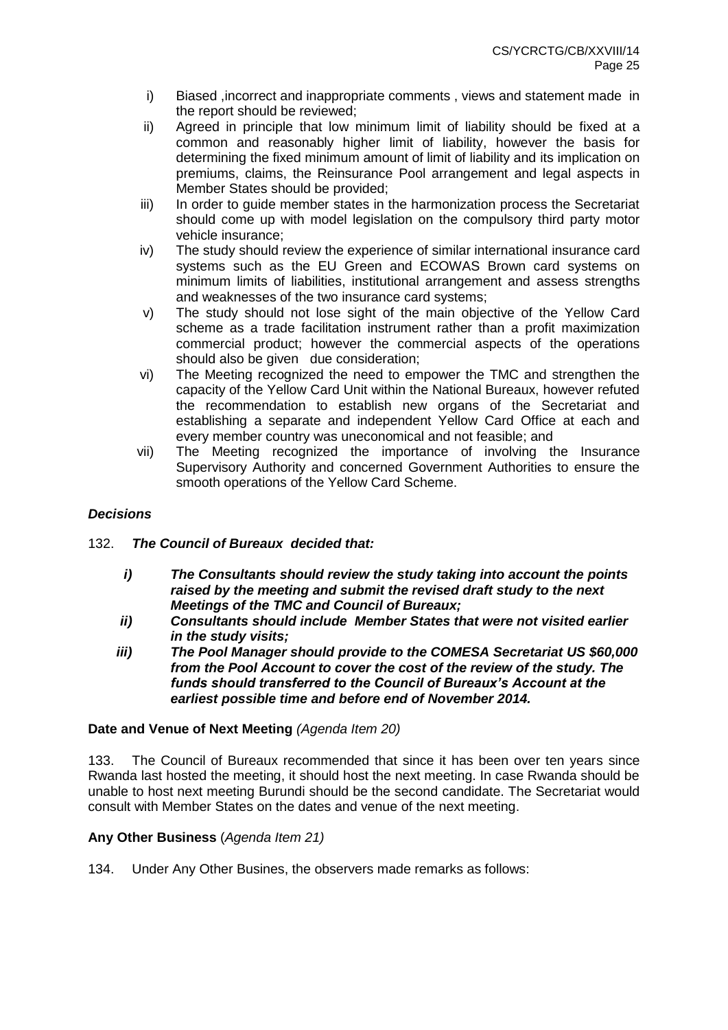i) Biased ,incorrect and inappropriate comments , views and statement made in the report should be reviewed;

ii) Agreed in principle that low minimum limit of liability should be fixed at a common and reasonably higher limit of liability, however the basis for determining the fixed minimum amount of limit of liability and its implication on premiums, claims, the Reinsurance Pool arrangement and legal aspects in Member States should be provided;

iii) In order to guide member states in the harmonization process the Secretariat should come up with model legislation on the compulsory third party motor vehicle insurance;

iv) The study should review the experience of similar international insurance card systems such as the EU Green and ECOWAS Brown card systems on minimum limits of liabilities, institutional arrangement and assess strengths and weaknesses of the two insurance card systems;

v) The study should not lose sight of the main objective of the Yellow Card scheme as a trade facilitation instrument rather than a profit maximization commercial product; however the commercial aspects of the operations should also be given due consideration;

vi) The Meeting recognized the need to empower the TMC and strengthen the capacity of the Yellow Card Unit within the National Bureaux, however refuted the recommendation to establish new organs of the Secretariat and establishing a separate and independent Yellow Card Office at each and every member country was uneconomical and not feasible; and

vii) The Meeting recognized the importance of involving the Insurance Supervisory Authority and concerned Government Authorities to ensure the smooth operations of the Yellow Card Scheme.

***Decisions***

132. ***The Council of Bureaux decided that:***

***i) The Consultants should review the study taking into account the points raised by the meeting and submit the revised draft study to the next Meetings of the TMC and Council of Bureaux;***

***ii) Consultants should include Member States that were not visited earlier in the study visits;***

***iii) The Pool Manager should provide to the COMESA Secretariat US $60,000 from the Pool Account to cover the cost of the review of the study. The funds should transferred to the Council of Bureaux's Account at the earliest possible time and before end of November 2014.***

**Date and Venue of Next Meeting** *(Agenda Item 20)*

133. The Council of Bureaux recommended that since it has been over ten years since Rwanda last hosted the meeting, it should host the next meeting. In case Rwanda should be unable to host next meeting Burundi should be the second candidate. The Secretariat would consult with Member States on the dates and venue of the next meeting.

**Any Other Business** (*Agenda Item 21)*

134. Under Any Other Busines, the observers made remarks as follows: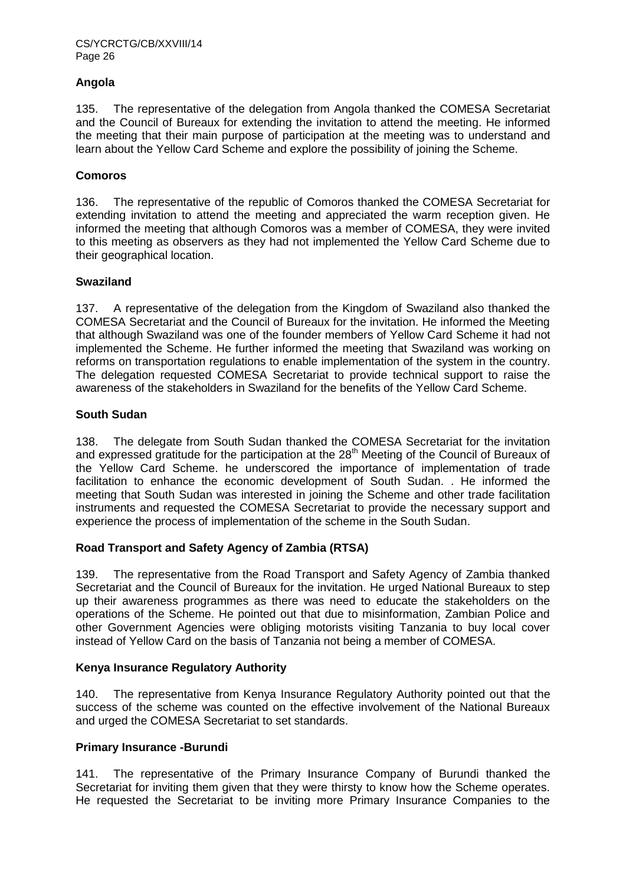### Angola

135. The representative of the delegation from Angola thanked the COMESA Secretariat and the Council of Bureaux for extending the invitation to attend the meeting. He informed the meeting that their main purpose of participation at the meeting was to understand and learn about the Yellow Card Scheme and explore the possibility of joining the Scheme.

### Comoros

136. The representative of the republic of Comoros thanked the COMESA Secretariat for extending invitation to attend the meeting and appreciated the warm reception given. He informed the meeting that although Comoros was a member of COMESA, they were invited to this meeting as observers as they had not implemented the Yellow Card Scheme due to their geographical location.

### Swaziland

137. A representative of the delegation from the Kingdom of Swaziland also thanked the COMESA Secretariat and the Council of Bureaux for the invitation. He informed the Meeting that although Swaziland was one of the founder members of Yellow Card Scheme it had not implemented the Scheme. He further informed the meeting that Swaziland was working on reforms on transportation regulations to enable implementation of the system in the country. The delegation requested COMESA Secretariat to provide technical support to raise the awareness of the stakeholders in Swaziland for the benefits of the Yellow Card Scheme.

### South Sudan

138. The delegate from South Sudan thanked the COMESA Secretariat for the invitation and expressed gratitude for the participation at the 28th Meeting of the Council of Bureaux of the Yellow Card Scheme. he underscored the importance of implementation of trade facilitation to enhance the economic development of South Sudan. . He informed the meeting that South Sudan was interested in joining the Scheme and other trade facilitation instruments and requested the COMESA Secretariat to provide the necessary support and experience the process of implementation of the scheme in the South Sudan.

### Road Transport and Safety Agency of Zambia (RTSA)

139. The representative from the Road Transport and Safety Agency of Zambia thanked Secretariat and the Council of Bureaux for the invitation. He urged National Bureaux to step up their awareness programmes as there was need to educate the stakeholders on the operations of the Scheme. He pointed out that due to misinformation, Zambian Police and other Government Agencies were obliging motorists visiting Tanzania to buy local cover instead of Yellow Card on the basis of Tanzania not being a member of COMESA.

### Kenya Insurance Regulatory Authority

140. The representative from Kenya Insurance Regulatory Authority pointed out that the success of the scheme was counted on the effective involvement of the National Bureaux and urged the COMESA Secretariat to set standards.

### Primary Insurance -Burundi

141. The representative of the Primary Insurance Company of Burundi thanked the Secretariat for inviting them given that they were thirsty to know how the Scheme operates. He requested the Secretariat to be inviting more Primary Insurance Companies to the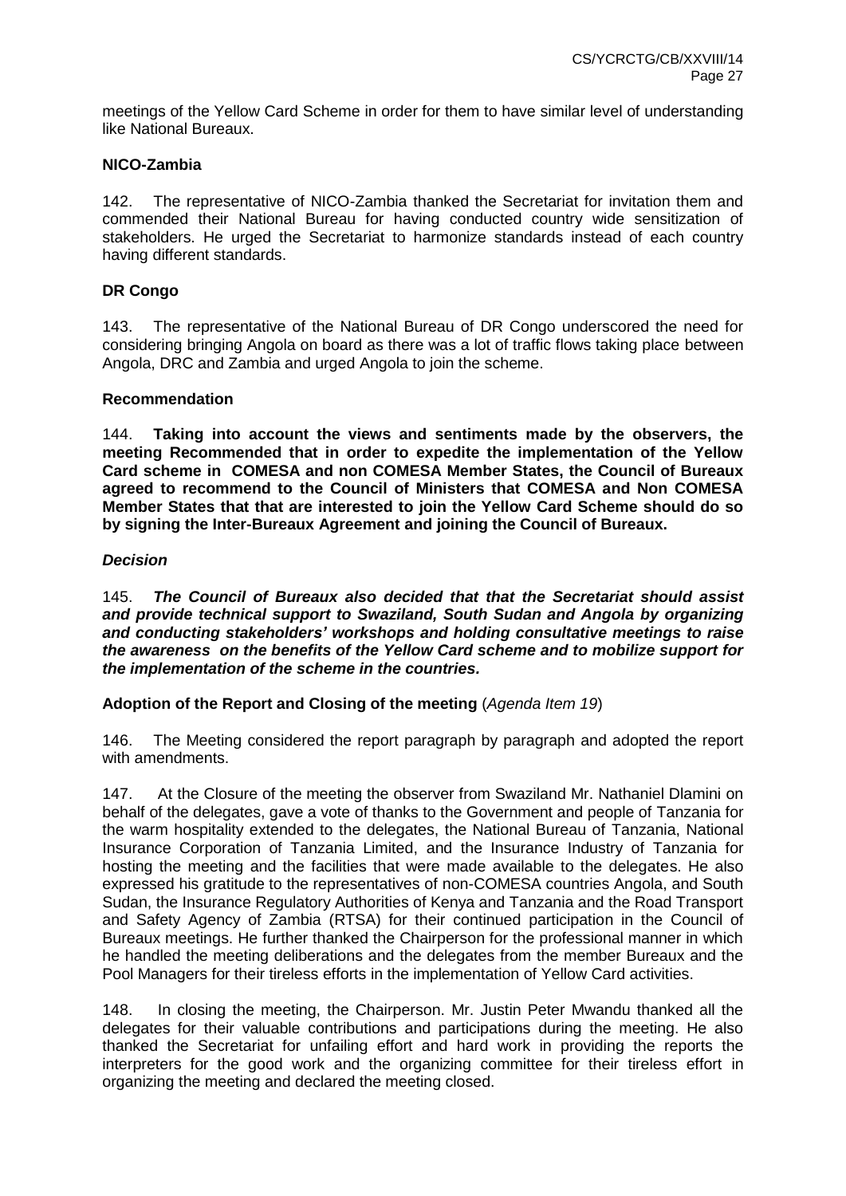meetings of the Yellow Card Scheme in order for them to have similar level of understanding like National Bureaux.

**NICO-Zambia**

142. The representative of NICO-Zambia thanked the Secretariat for invitation them and commended their National Bureau for having conducted country wide sensitization of stakeholders. He urged the Secretariat to harmonize standards instead of each country having different standards.

**DR Congo**

143. The representative of the National Bureau of DR Congo underscored the need for considering bringing Angola on board as there was a lot of traffic flows taking place between Angola, DRC and Zambia and urged Angola to join the scheme.

**Recommendation**

144. **Taking into account the views and sentiments made by the observers, the meeting Recommended that in order to expedite the implementation of the Yellow Card scheme in COMESA and non COMESA Member States, the Council of Bureaux agreed to recommend to the Council of Ministers that COMESA and Non COMESA Member States that that are interested to join the Yellow Card Scheme should do so by signing the Inter-Bureaux Agreement and joining the Council of Bureaux.**

***Decision***

145. ***The Council of Bureaux also decided that that the Secretariat should assist and provide technical support to Swaziland, South Sudan and Angola by organizing and conducting stakeholders' workshops and holding consultative meetings to raise the awareness on the benefits of the Yellow Card scheme and to mobilize support for the implementation of the scheme in the countries.***

**Adoption of the Report and Closing of the meeting** (*Agenda Item 19*)

146. The Meeting considered the report paragraph by paragraph and adopted the report with amendments.

147. At the Closure of the meeting the observer from Swaziland Mr. Nathaniel Dlamini on behalf of the delegates, gave a vote of thanks to the Government and people of Tanzania for the warm hospitality extended to the delegates, the National Bureau of Tanzania, National Insurance Corporation of Tanzania Limited, and the Insurance Industry of Tanzania for hosting the meeting and the facilities that were made available to the delegates. He also expressed his gratitude to the representatives of non-COMESA countries Angola, and South Sudan, the Insurance Regulatory Authorities of Kenya and Tanzania and the Road Transport and Safety Agency of Zambia (RTSA) for their continued participation in the Council of Bureaux meetings. He further thanked the Chairperson for the professional manner in which he handled the meeting deliberations and the delegates from the member Bureaux and the Pool Managers for their tireless efforts in the implementation of Yellow Card activities.

148. In closing the meeting, the Chairperson. Mr. Justin Peter Mwandu thanked all the delegates for their valuable contributions and participations during the meeting. He also thanked the Secretariat for unfailing effort and hard work in providing the reports the interpreters for the good work and the organizing committee for their tireless effort in organizing the meeting and declared the meeting closed.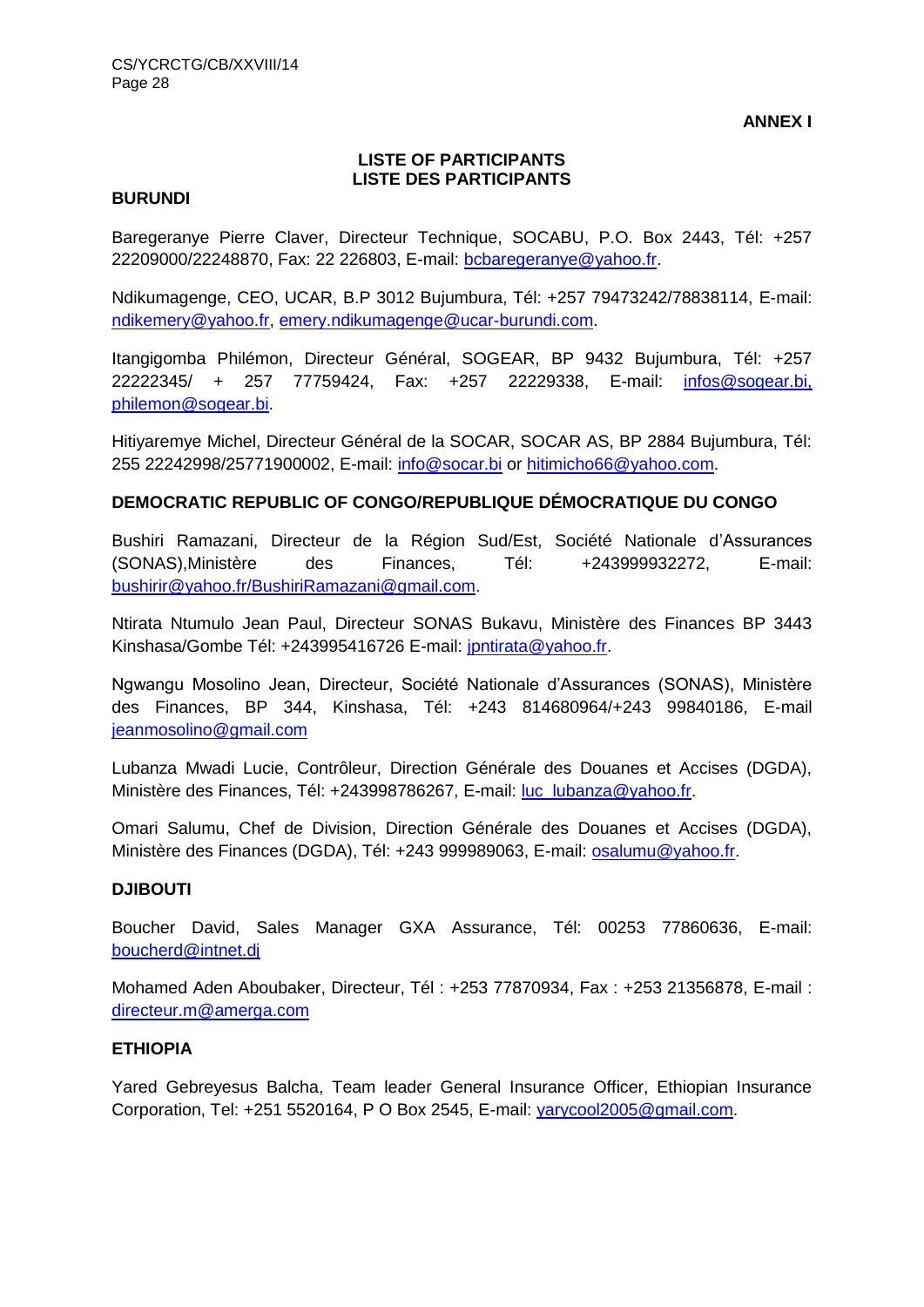**ANNEX I**

**LISTE OF PARTICIPANTS**
**LISTE DES PARTICIPANTS**

**BURUNDI**

Baregeranye Pierre Claver, Directeur Technique, SOCABU, P.O. Box 2443, Tél: +257 22209000/22248870, Fax: 22 226803, E-mail: bcbaregeranye@yahoo.fr.

Ndikumagenge, CEO, UCAR, B.P 3012 Bujumbura, Tél: +257 79473242/78838114, E-mail: ndikemery@yahoo.fr, emery.ndikumagenge@ucar-burundi.com.

Itangigomba Philémon, Directeur Général, SOGEAR, BP 9432 Bujumbura, Tél: +257 22222345/ + 257 77759424, Fax: +257 22229338, E-mail: infos@sogear.bi, philemon@sogear.bi.

Hitiyaremye Michel, Directeur Général de la SOCAR, SOCAR AS, BP 2884 Bujumbura, Tél: 255 22242998/25771900002, E-mail: info@socar.bi or hitimicho66@yahoo.com.

**DEMOCRATIC REPUBLIC OF CONGO/REPUBLIQUE DÉMOCRATIQUE DU CONGO**

Bushiri Ramazani, Directeur de la Région Sud/Est, Société Nationale d'Assurances (SONAS),Ministère des Finances, Tél: +243999932272, E-mail: bushirir@yahoo.fr/BushiriRamazani@gmail.com.

Ntirata Ntumulo Jean Paul, Directeur SONAS Bukavu, Ministère des Finances BP 3443 Kinshasa/Gombe Tél: +243995416726 E-mail: jpntirata@yahoo.fr.

Ngwangu Mosolino Jean, Directeur, Société Nationale d'Assurances (SONAS), Ministère des Finances, BP 344, Kinshasa, Tél: +243 814680964/+243 99840186, E-mail jeanmosolino@gmail.com

Lubanza Mwadi Lucie, Contrôleur, Direction Générale des Douanes et Accises (DGDA), Ministère des Finances, Tél: +243998786267, E-mail: luc_lubanza@yahoo.fr.

Omari Salumu, Chef de Division, Direction Générale des Douanes et Accises (DGDA), Ministère des Finances (DGDA), Tél: +243 999989063, E-mail: osalumu@yahoo.fr.

**DJIBOUTI**

Boucher David, Sales Manager GXA Assurance, Tél: 00253 77860636, E-mail: boucherd@intnet.dj

Mohamed Aden Aboubaker, Directeur, Tél : +253 77870934, Fax : +253 21356878, E-mail : directeur.m@amerga.com

**ETHIOPIA**

Yared Gebreyesus Balcha, Team leader General Insurance Officer, Ethiopian Insurance Corporation, Tel: +251 5520164, P O Box 2545, E-mail: yarycool2005@gmail.com.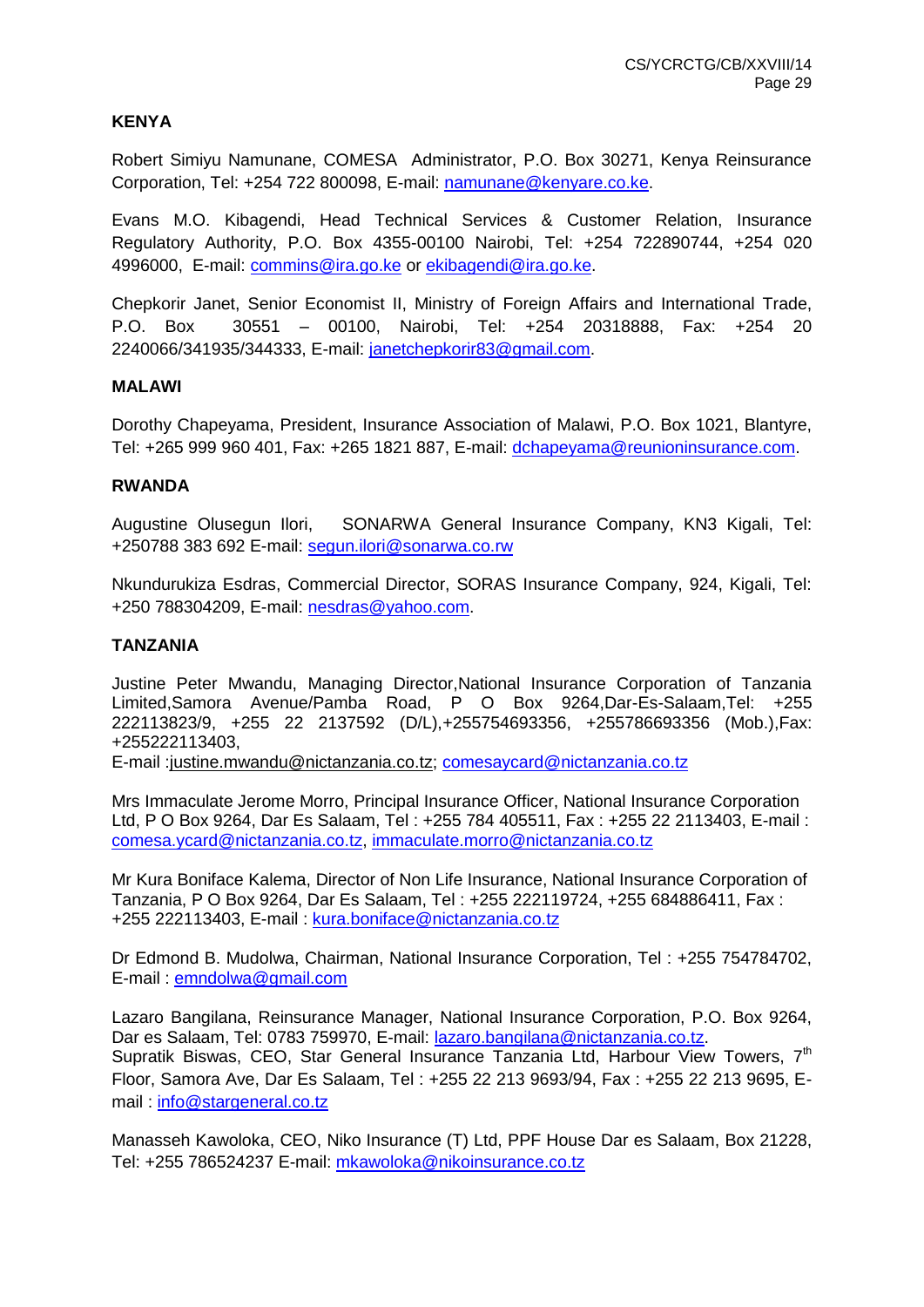**KENYA**

Robert Simiyu Namunane, COMESA Administrator, P.O. Box 30271, Kenya Reinsurance Corporation, Tel: +254 722 800098, E-mail: namunane@kenyare.co.ke.

Evans M.O. Kibagendi, Head Technical Services & Customer Relation, Insurance Regulatory Authority, P.O. Box 4355-00100 Nairobi, Tel: +254 722890744, +254 020 4996000, E-mail: commins@ira.go.ke or ekibagendi@ira.go.ke.

Chepkorir Janet, Senior Economist II, Ministry of Foreign Affairs and International Trade, P.O. Box 30551 – 00100, Nairobi, Tel: +254 20318888, Fax: +254 20 2240066/341935/344333, E-mail: janetchepkorir83@gmail.com.

**MALAWI**

Dorothy Chapeyama, President, Insurance Association of Malawi, P.O. Box 1021, Blantyre, Tel: +265 999 960 401, Fax: +265 1821 887, E-mail: dchapeyama@reunioninsurance.com.

**RWANDA**

Augustine Olusegun Ilori, SONARWA General Insurance Company, KN3 Kigali, Tel: +250788 383 692 E-mail: segun.ilori@sonarwa.co.rw

Nkundurukiza Esdras, Commercial Director, SORAS Insurance Company, 924, Kigali, Tel: +250 788304209, E-mail: nesdras@yahoo.com.

**TANZANIA**

Justine Peter Mwandu, Managing Director,National Insurance Corporation of Tanzania Limited,Samora Avenue/Pamba Road, P O Box 9264,Dar-Es-Salaam,Tel: +255 222113823/9, +255 22 2137592 (D/L),+255754693356, +255786693356 (Mob.),Fax: +255222113403,
E-mail :justine.mwandu@nictanzania.co.tz; comesaycard@nictanzania.co.tz

Mrs Immaculate Jerome Morro, Principal Insurance Officer, National Insurance Corporation Ltd, P O Box 9264, Dar Es Salaam, Tel : +255 784 405511, Fax : +255 22 2113403, E-mail : comesa.ycard@nictanzania.co.tz, immaculate.morro@nictanzania.co.tz

Mr Kura Boniface Kalema, Director of Non Life Insurance, National Insurance Corporation of Tanzania, P O Box 9264, Dar Es Salaam, Tel : +255 222119724, +255 684886411, Fax : +255 222113403, E-mail : kura.boniface@nictanzania.co.tz

Dr Edmond B. Mudolwa, Chairman, National Insurance Corporation, Tel : +255 754784702, E-mail : emndolwa@gmail.com

Lazaro Bangilana, Reinsurance Manager, National Insurance Corporation, P.O. Box 9264, Dar es Salaam, Tel: 0783 759970, E-mail: lazaro.bangilana@nictanzania.co.tz.
Supratik Biswas, CEO, Star General Insurance Tanzania Ltd, Harbour View Towers, 7th Floor, Samora Ave, Dar Es Salaam, Tel : +255 22 213 9693/94, Fax : +255 22 213 9695, E-mail : info@stargeneral.co.tz

Manasseh Kawoloka, CEO, Niko Insurance (T) Ltd, PPF House Dar es Salaam, Box 21228, Tel: +255 786524237 E-mail: mkawoloka@nikoinsurance.co.tz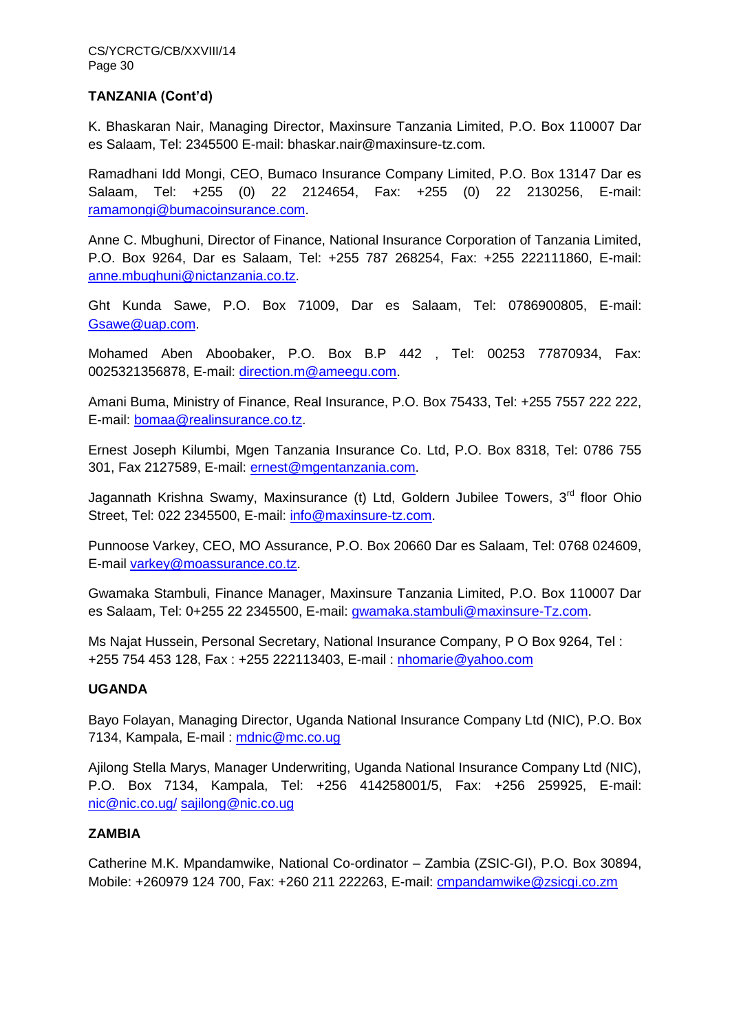**TANZANIA (Cont'd)**

K. Bhaskaran Nair, Managing Director, Maxinsure Tanzania Limited, P.O. Box 110007 Dar es Salaam, Tel: 2345500 E-mail: bhaskar.nair@maxinsure-tz.com.

Ramadhani Idd Mongi, CEO, Bumaco Insurance Company Limited, P.O. Box 13147 Dar es Salaam, Tel: +255 (0) 22 2124654, Fax: +255 (0) 22 2130256, E-mail: ramamongi@bumacoinsurance.com.

Anne C. Mbughuni, Director of Finance, National Insurance Corporation of Tanzania Limited, P.O. Box 9264, Dar es Salaam, Tel: +255 787 268254, Fax: +255 222111860, E-mail: anne.mbughuni@nictanzania.co.tz.

Ght Kunda Sawe, P.O. Box 71009, Dar es Salaam, Tel: 0786900805, E-mail: Gsawe@uap.com.

Mohamed Aben Aboobaker, P.O. Box B.P 442 , Tel: 00253 77870934, Fax: 0025321356878, E-mail: direction.m@ameegu.com.

Amani Buma, Ministry of Finance, Real Insurance, P.O. Box 75433, Tel: +255 7557 222 222, E-mail: bomaa@realinsurance.co.tz.

Ernest Joseph Kilumbi, Mgen Tanzania Insurance Co. Ltd, P.O. Box 8318, Tel: 0786 755 301, Fax 2127589, E-mail: ernest@mgentanzania.com.

Jagannath Krishna Swamy, Maxinsurance (t) Ltd, Goldern Jubilee Towers, 3rd floor Ohio Street, Tel: 022 2345500, E-mail: info@maxinsure-tz.com.

Punnoose Varkey, CEO, MO Assurance, P.O. Box 20660 Dar es Salaam, Tel: 0768 024609, E-mail varkey@moassurance.co.tz.

Gwamaka Stambuli, Finance Manager, Maxinsure Tanzania Limited, P.O. Box 110007 Dar es Salaam, Tel: 0+255 22 2345500, E-mail: gwamaka.stambuli@maxinsure-Tz.com.

Ms Najat Hussein, Personal Secretary, National Insurance Company, P O Box 9264, Tel : +255 754 453 128, Fax : +255 222113403, E-mail : nhomarie@yahoo.com

**UGANDA**

Bayo Folayan, Managing Director, Uganda National Insurance Company Ltd (NIC), P.O. Box 7134, Kampala, E-mail : mdnic@mc.co.ug

Ajilong Stella Marys, Manager Underwriting, Uganda National Insurance Company Ltd (NIC), P.O. Box 7134, Kampala, Tel: +256 414258001/5, Fax: +256 259925, E-mail: nic@nic.co.ug/ sajilong@nic.co.ug

**ZAMBIA**

Catherine M.K. Mpandamwike, National Co-ordinator – Zambia (ZSIC-GI), P.O. Box 30894, Mobile: +260979 124 700, Fax: +260 211 222263, E-mail: cmpandamwike@zsicgi.co.zm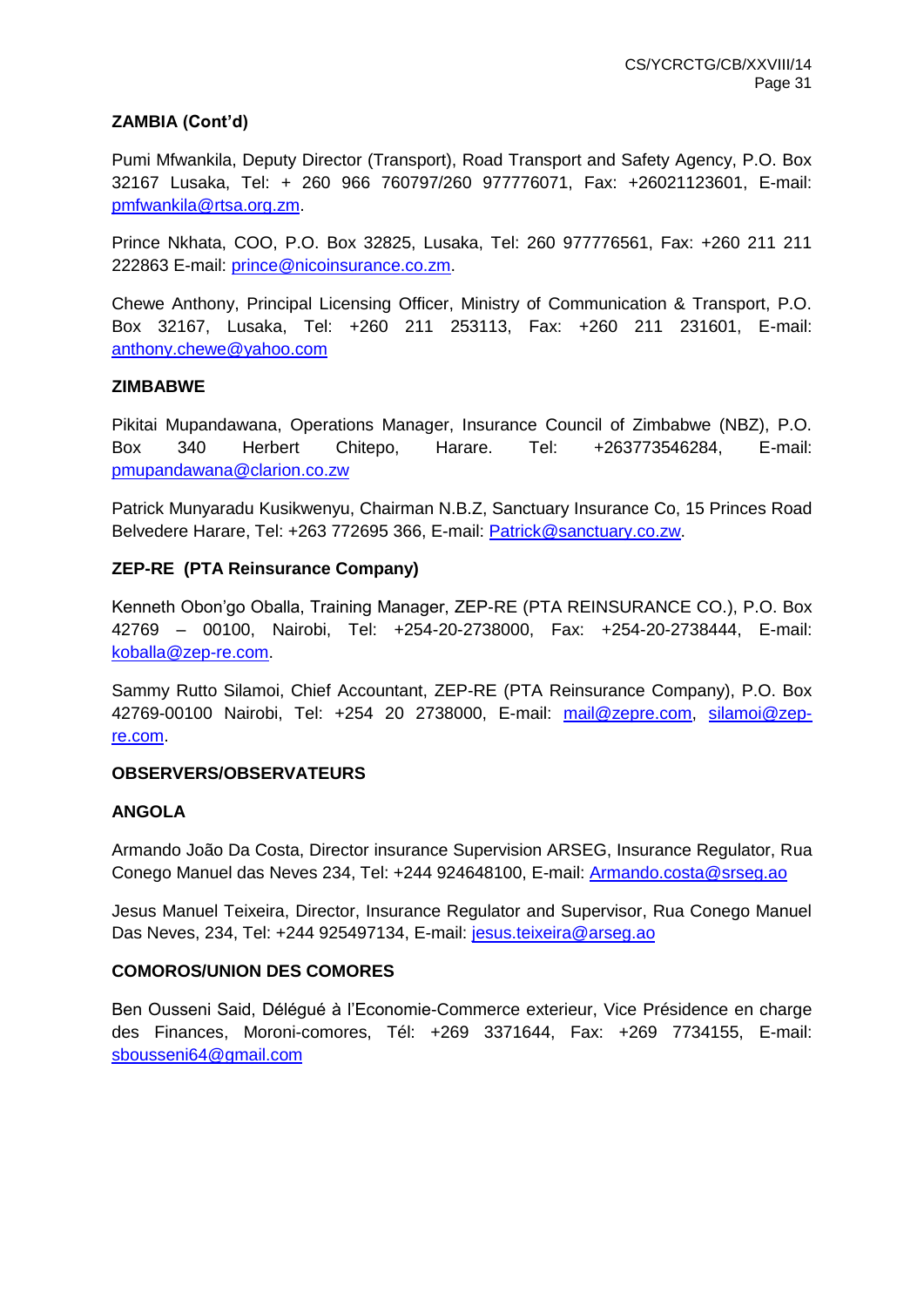**ZAMBIA (Cont'd)**

Pumi Mfwankila, Deputy Director (Transport), Road Transport and Safety Agency, P.O. Box 32167 Lusaka, Tel: + 260 966 760797/260 977776071, Fax: +26021123601, E-mail: pmfwankila@rtsa.org.zm.

Prince Nkhata, COO, P.O. Box 32825, Lusaka, Tel: 260 977776561, Fax: +260 211 211 222863 E-mail: prince@nicoinsurance.co.zm.

Chewe Anthony, Principal Licensing Officer, Ministry of Communication & Transport, P.O. Box 32167, Lusaka, Tel: +260 211 253113, Fax: +260 211 231601, E-mail: anthony.chewe@yahoo.com

**ZIMBABWE**

Pikitai Mupandawana, Operations Manager, Insurance Council of Zimbabwe (NBZ), P.O. Box 340 Herbert Chitepo, Harare. Tel: +263773546284, E-mail: pmupandawana@clarion.co.zw

Patrick Munyaradu Kusikwenyu, Chairman N.B.Z, Sanctuary Insurance Co, 15 Princes Road Belvedere Harare, Tel: +263 772695 366, E-mail: Patrick@sanctuary.co.zw.

**ZEP-RE (PTA Reinsurance Company)**

Kenneth Obon'go Oballa, Training Manager, ZEP-RE (PTA REINSURANCE CO.), P.O. Box 42769 – 00100, Nairobi, Tel: +254-20-2738000, Fax: +254-20-2738444, E-mail: koballa@zep-re.com.

Sammy Rutto Silamoi, Chief Accountant, ZEP-RE (PTA Reinsurance Company), P.O. Box 42769-00100 Nairobi, Tel: +254 20 2738000, E-mail: mail@zepre.com, silamoi@zep-re.com.

**OBSERVERS/OBSERVATEURS**

**ANGOLA**

Armando João Da Costa, Director insurance Supervision ARSEG, Insurance Regulator, Rua Conego Manuel das Neves 234, Tel: +244 924648100, E-mail: Armando.costa@srseg.ao

Jesus Manuel Teixeira, Director, Insurance Regulator and Supervisor, Rua Conego Manuel Das Neves, 234, Tel: +244 925497134, E-mail: jesus.teixeira@arseg.ao

**COMOROS/UNION DES COMORES**

Ben Ousseni Said, Délégué à l'Economie-Commerce exterieur, Vice Présidence en charge des Finances, Moroni-comores, Tél: +269 3371644, Fax: +269 7734155, E-mail: sbousseni64@gmail.com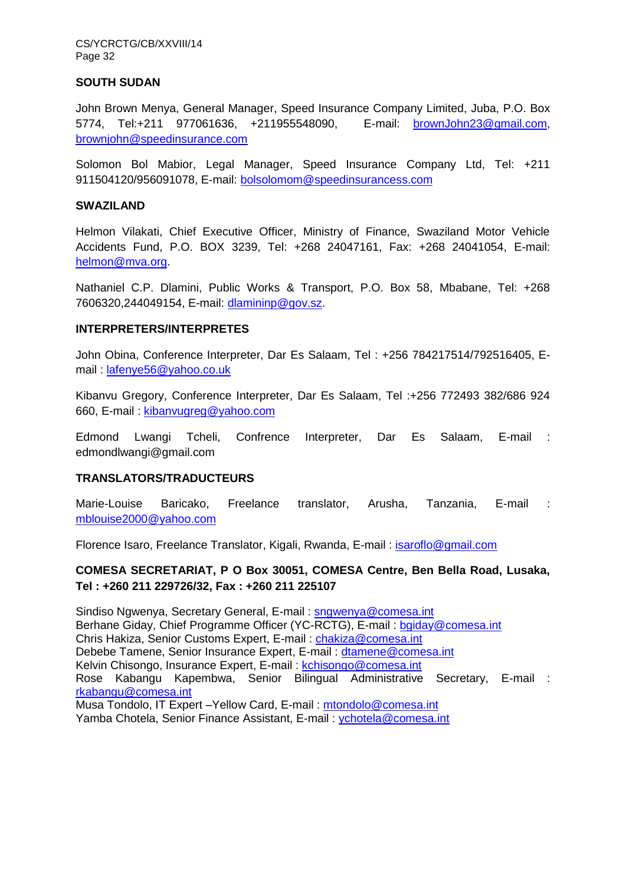## SOUTH SUDAN

John Brown Menya, General Manager, Speed Insurance Company Limited, Juba, P.O. Box 5774, Tel:+211 977061636, +211955548090, E-mail: brownJohn23@gmail.com, brownjohn@speedinsurance.com

Solomon Bol Mabior, Legal Manager, Speed Insurance Company Ltd, Tel: +211 911504120/956091078, E-mail: bolsolomom@speedinsurancess.com

## SWAZILAND

Helmon Vilakati, Chief Executive Officer, Ministry of Finance, Swaziland Motor Vehicle Accidents Fund, P.O. BOX 3239, Tel: +268 24047161, Fax: +268 24041054, E-mail: helmon@mva.org.

Nathaniel C.P. Dlamini, Public Works & Transport, P.O. Box 58, Mbabane, Tel: +268 7606320,244049154, E-mail: dlamininp@gov.sz.

## INTERPRETERS/INTERPRETES

John Obina, Conference Interpreter, Dar Es Salaam, Tel : +256 784217514/792516405, E-mail : lafenye56@yahoo.co.uk

Kibanvu Gregory, Conference Interpreter, Dar Es Salaam, Tel :+256 772493 382/686 924 660, E-mail : kibanvugreg@yahoo.com

Edmond Lwangi Tcheli, Confrence Interpreter, Dar Es Salaam, E-mail : edmondlwangi@gmail.com

## TRANSLATORS/TRADUCTEURS

Marie-Louise Baricako, Freelance translator, Arusha, Tanzania, E-mail : mblouise2000@yahoo.com

Florence Isaro, Freelance Translator, Kigali, Rwanda, E-mail : isaroflo@gmail.com

## COMESA SECRETARIAT, P O Box 30051, COMESA Centre, Ben Bella Road, Lusaka, Tel : +260 211 229726/32, Fax : +260 211 225107

Sindiso Ngwenya, Secretary General, E-mail : sngwenya@comesa.int
Berhane Giday, Chief Programme Officer (YC-RCTG), E-mail : bgiday@comesa.int
Chris Hakiza, Senior Customs Expert, E-mail : chakiza@comesa.int
Debebe Tamene, Senior Insurance Expert, E-mail : dtamene@comesa.int
Kelvin Chisongo, Insurance Expert, E-mail : kchisongo@comesa.int
Rose Kabangu Kapembwa, Senior Bilingual Administrative Secretary, E-mail : rkabangu@comesa.int
Musa Tondolo, IT Expert –Yellow Card, E-mail : mtondolo@comesa.int
Yamba Chotela, Senior Finance Assistant, E-mail : ychotela@comesa.int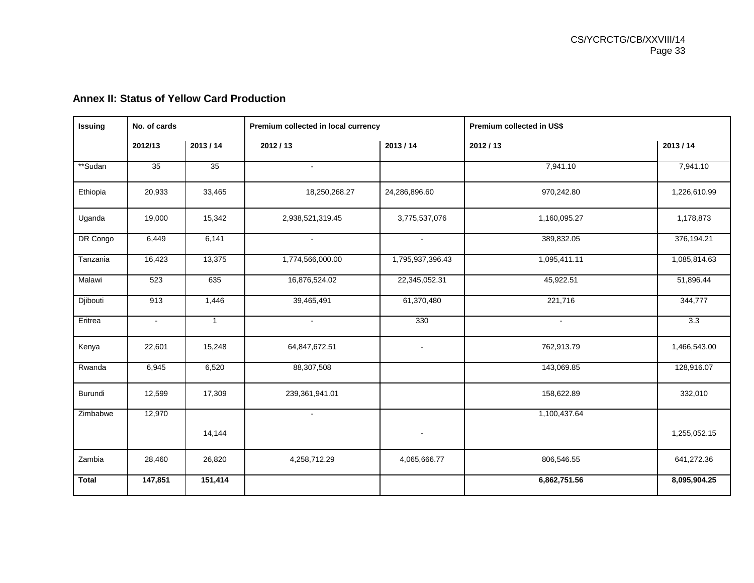## Annex II: Status of Yellow Card Production

| Issuing | No. of cards | | Premium collected in local currency | | Premium collected in US$ | |
|---|---|---|---|---|---|---|
| | 2012/13 | 2013 / 14 | 2012 / 13 | 2013 / 14 | 2012 / 13 | 2013 / 14 |
| **Sudan | 35 | 35 | - | | 7,941.10 | 7,941.10 |
| Ethiopia | 20,933 | 33,465 | 18,250,268.27 | 24,286,896.60 | 970,242.80 | 1,226,610.99 |
| Uganda | 19,000 | 15,342 | 2,938,521,319.45 | 3,775,537,076 | 1,160,095.27 | 1,178,873 |
| DR Congo | 6,449 | 6,141 | - | - | 389,832.05 | 376,194.21 |
| Tanzania | 16,423 | 13,375 | 1,774,566,000.00 | 1,795,937,396.43 | 1,095,411.11 | 1,085,814.63 |
| Malawi | 523 | 635 | 16,876,524.02 | 22,345,052.31 | 45,922.51 | 51,896.44 |
| Djibouti | 913 | 1,446 | 39,465,491 | 61,370,480 | 221,716 | 344,777 |
| Eritrea | - | 1 | - | 330 | - | 3.3 |
| Kenya | 22,601 | 15,248 | 64,847,672.51 | - | 762,913.79 | 1,466,543.00 |
| Rwanda | 6,945 | 6,520 | 88,307,508 | | 143,069.85 | 128,916.07 |
| Burundi | 12,599 | 17,309 | 239,361,941.01 | | 158,622.89 | 332,010 |
| Zimbabwe | 12,970 | 14,144 | - | - | 1,100,437.64 | 1,255,052.15 |
| Zambia | 28,460 | 26,820 | 4,258,712.29 | 4,065,666.77 | 806,546.55 | 641,272.36 |
| **Total** | **147,851** | **151,414** | | | **6,862,751.56** | **8,095,904.25** |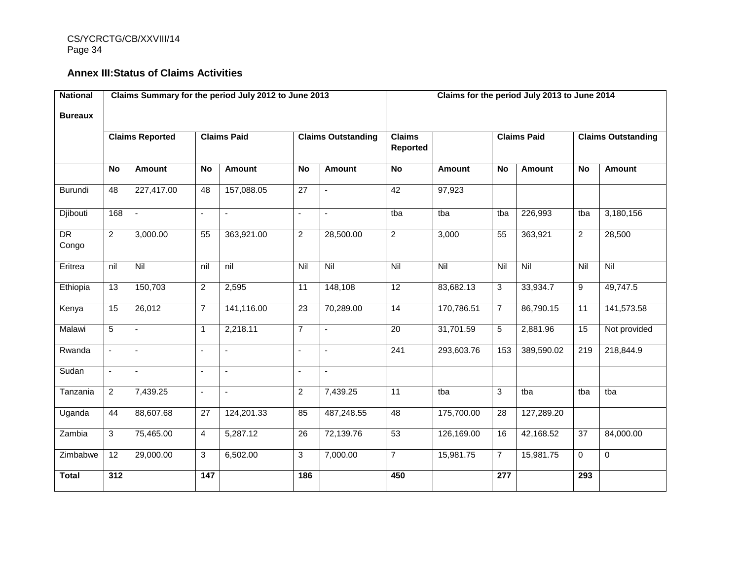## Annex III:Status of Claims Activities

| National Bureaux | Claims Summary for the period July 2012 to June 2013 | | | | | | Claims for the period July 2013 to June 2014 | | | | | |
|---|---|---|---|---|---|---|---|---|---|---|---|---|
| | Claims Reported | | Claims Paid | | Claims Outstanding | | Claims Reported | | Claims Paid | | Claims Outstanding | |
| | No | Amount | No | Amount | No | Amount | No | Amount | No | Amount | No | Amount |
| Burundi | 48 | 227,417.00 | 48 | 157,088.05 | 27 | - | 42 | 97,923 | | | | |
| Djibouti | 168 | - | - | - | - | - | tba | tba | tba | 226,993 | tba | 3,180,156 |
| DR Congo | 2 | 3,000.00 | 55 | 363,921.00 | 2 | 28,500.00 | 2 | 3,000 | 55 | 363,921 | 2 | 28,500 |
| Eritrea | nil | Nil | nil | nil | Nil | Nil | Nil | Nil | Nil | Nil | Nil | Nil |
| Ethiopia | 13 | 150,703 | 2 | 2,595 | 11 | 148,108 | 12 | 83,682.13 | 3 | 33,934.7 | 9 | 49,747.5 |
| Kenya | 15 | 26,012 | 7 | 141,116.00 | 23 | 70,289.00 | 14 | 170,786.51 | 7 | 86,790.15 | 11 | 141,573.58 |
| Malawi | 5 | - | 1 | 2,218.11 | 7 | - | 20 | 31,701.59 | 5 | 2,881.96 | 15 | Not provided |
| Rwanda | - | - | - | - | - | - | 241 | 293,603.76 | 153 | 389,590.02 | 219 | 218,844.9 |
| Sudan | - | - | - | - | - | - | | | | | | |
| Tanzania | 2 | 7,439.25 | - | - | 2 | 7,439.25 | 11 | tba | 3 | tba | tba | tba |
| Uganda | 44 | 88,607.68 | 27 | 124,201.33 | 85 | 487,248.55 | 48 | 175,700.00 | 28 | 127,289.20 | | |
| Zambia | 3 | 75,465.00 | 4 | 5,287.12 | 26 | 72,139.76 | 53 | 126,169.00 | 16 | 42,168.52 | 37 | 84,000.00 |
| Zimbabwe | 12 | 29,000.00 | 3 | 6,502.00 | 3 | 7,000.00 | 7 | 15,981.75 | 7 | 15,981.75 | 0 | 0 |
| **Total** | **312** | | **147** | | **186** | | **450** | | **277** | | **293** | |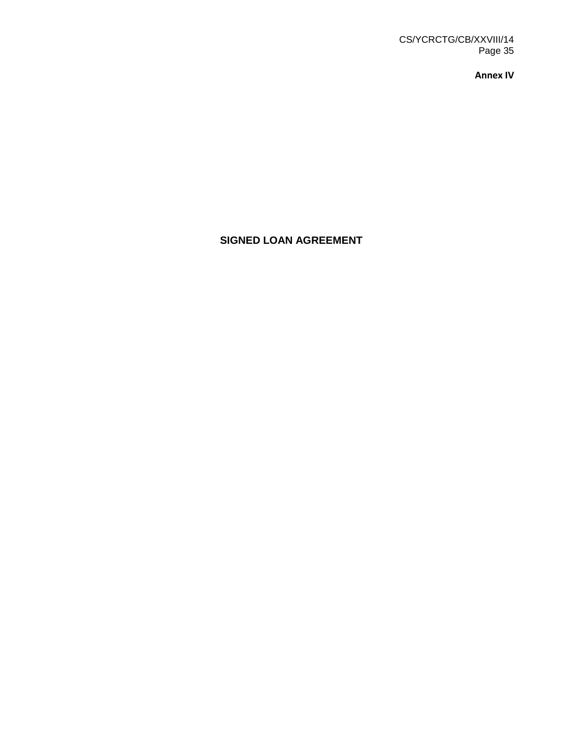**Annex IV**

# SIGNED LOAN AGREEMENT